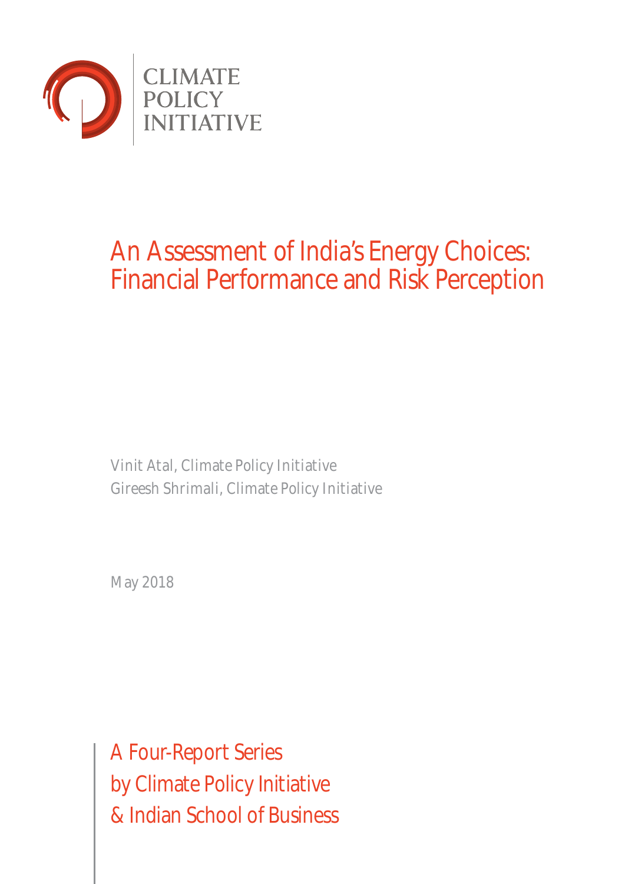CLIMATE
POLICY
INITIATIVE

# An Assessment of India's Energy Choices: Financial Performance and Risk Perception

Vinit Atal, Climate Policy Initiative
Gireesh Shrimali, Climate Policy Initiative

May 2018

A Four-Report Series
by Climate Policy Initiative
& Indian School of Business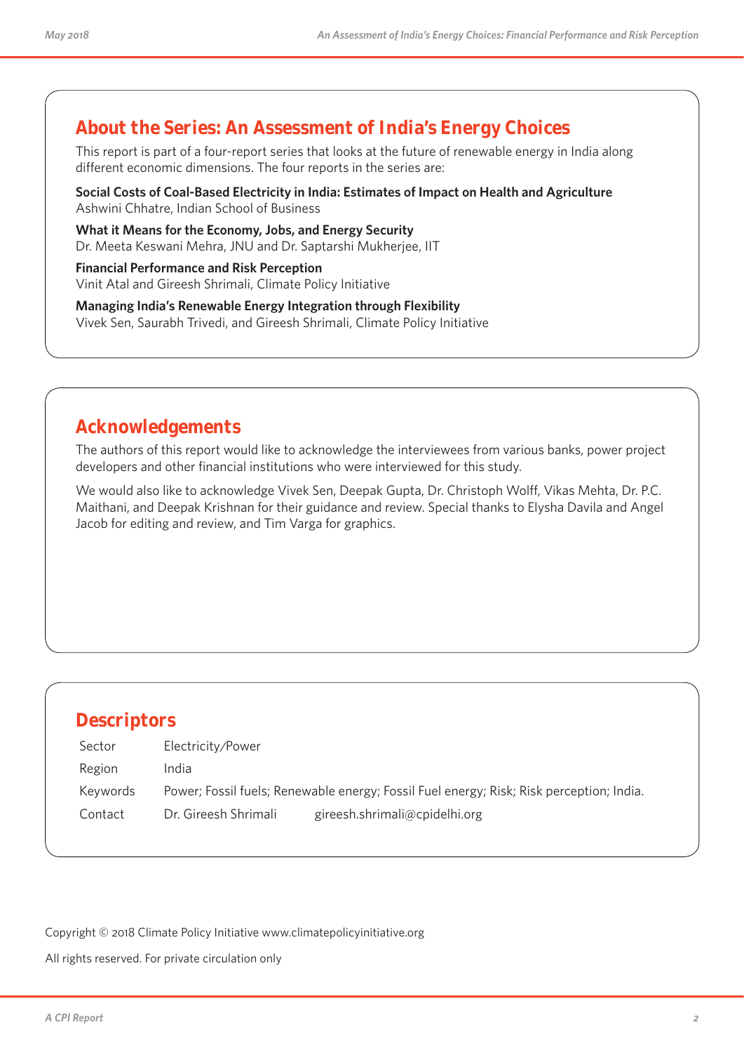## About the Series: An Assessment of India's Energy Choices

This report is part of a four-report series that looks at the future of renewable energy in India along different economic dimensions. The four reports in the series are:

**Social Costs of Coal-Based Electricity in India: Estimates of Impact on Health and Agriculture**
Ashwini Chhatre, Indian School of Business

**What it Means for the Economy, Jobs, and Energy Security**
Dr. Meeta Keswani Mehra, JNU and Dr. Saptarshi Mukherjee, IIT

**Financial Performance and Risk Perception**
Vinit Atal and Gireesh Shrimali, Climate Policy Initiative

**Managing India's Renewable Energy Integration through Flexibility**
Vivek Sen, Saurabh Trivedi, and Gireesh Shrimali, Climate Policy Initiative

## Acknowledgements

The authors of this report would like to acknowledge the interviewees from various banks, power project developers and other financial institutions who were interviewed for this study.

We would also like to acknowledge Vivek Sen, Deepak Gupta, Dr. Christoph Wolff, Vikas Mehta, Dr. P.C. Maithani, and Deepak Krishnan for their guidance and review. Special thanks to Elysha Davila and Angel Jacob for editing and review, and Tim Varga for graphics.

## Descriptors

| | | |
|---|---|---|
| Sector | Electricity/Power | |
| Region | India | |
| Keywords | Power; Fossil fuels; Renewable energy; Fossil Fuel energy; Risk; Risk perception; India. | |
| Contact | Dr. Gireesh Shrimali | gireesh.shrimali@cpidelhi.org |

Copyright © 2018 Climate Policy Initiative www.climatepolicyinitiative.org

All rights reserved. For private circulation only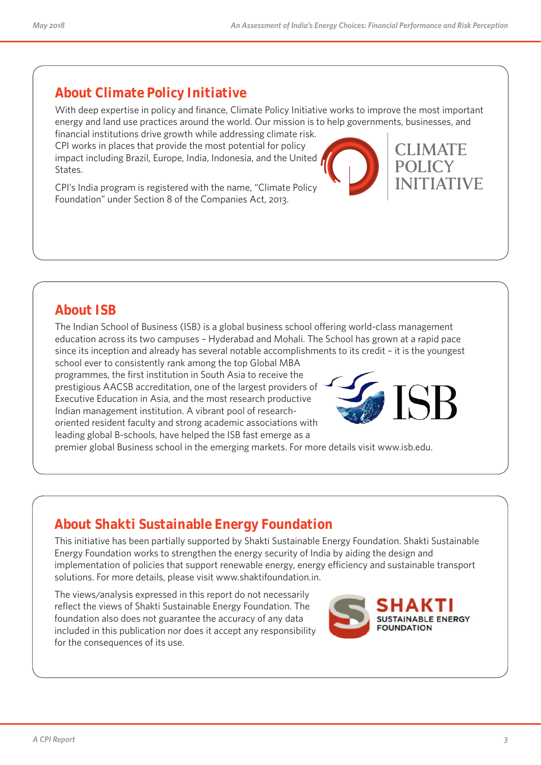## About Climate Policy Initiative

With deep expertise in policy and finance, Climate Policy Initiative works to improve the most important energy and land use practices around the world. Our mission is to help governments, businesses, and financial institutions drive growth while addressing climate risk. CPI works in places that provide the most potential for policy impact including Brazil, Europe, India, Indonesia, and the United States.

CPI's India program is registered with the name, "Climate Policy Foundation" under Section 8 of the Companies Act, 2013.

## About ISB

The Indian School of Business (ISB) is a global business school offering world-class management education across its two campuses – Hyderabad and Mohali. The School has grown at a rapid pace since its inception and already has several notable accomplishments to its credit – it is the youngest school ever to consistently rank among the top Global MBA programmes, the first institution in South Asia to receive the prestigious AACSB accreditation, one of the largest providers of Executive Education in Asia, and the most research productive Indian management institution. A vibrant pool of research-oriented resident faculty and strong academic associations with leading global B-schools, have helped the ISB fast emerge as a premier global Business school in the emerging markets. For more details visit www.isb.edu.

## About Shakti Sustainable Energy Foundation

This initiative has been partially supported by Shakti Sustainable Energy Foundation. Shakti Sustainable Energy Foundation works to strengthen the energy security of India by aiding the design and implementation of policies that support renewable energy, energy efficiency and sustainable transport solutions. For more details, please visit www.shaktifoundation.in.

The views/analysis expressed in this report do not necessarily reflect the views of Shakti Sustainable Energy Foundation. The foundation also does not guarantee the accuracy of any data included in this publication nor does it accept any responsibility for the consequences of its use.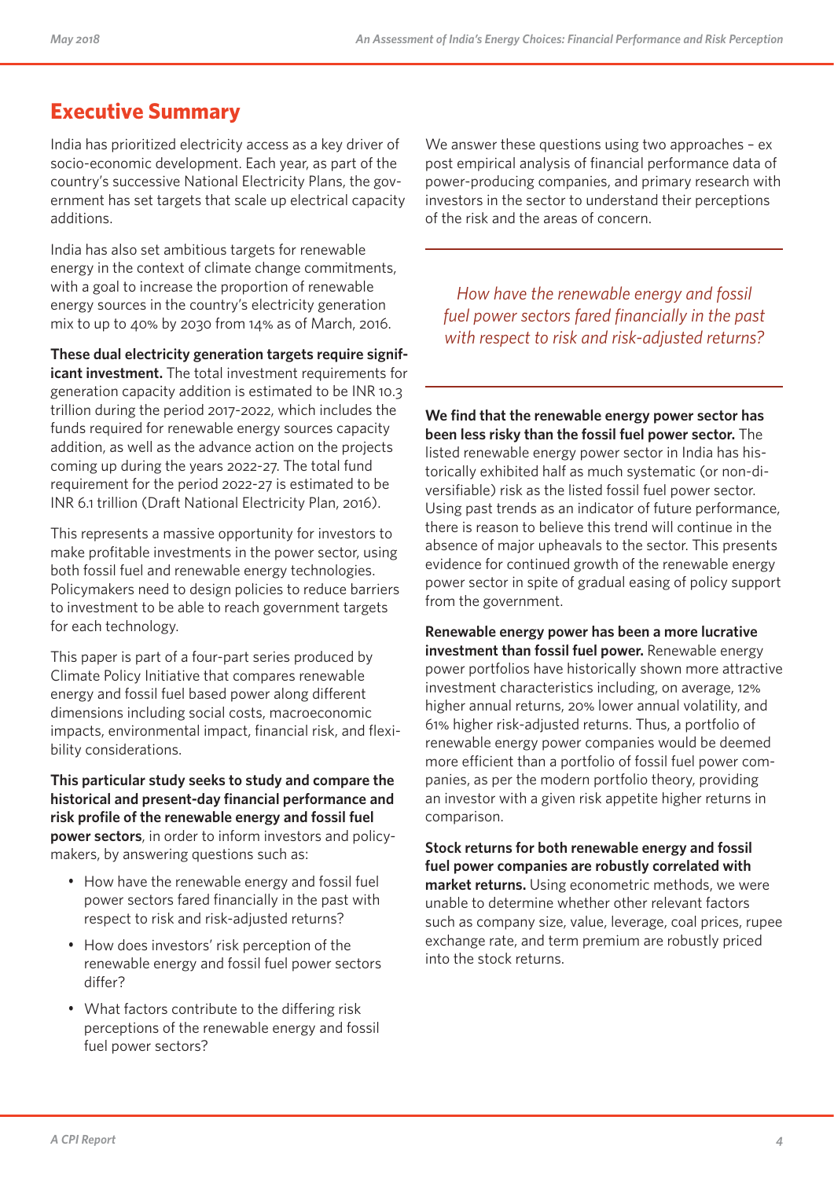# Executive Summary

India has prioritized electricity access as a key driver of socio-economic development. Each year, as part of the country's successive National Electricity Plans, the government has set targets that scale up electrical capacity additions.

India has also set ambitious targets for renewable energy in the context of climate change commitments, with a goal to increase the proportion of renewable energy sources in the country's electricity generation mix to up to 40% by 2030 from 14% as of March, 2016.

**These dual electricity generation targets require significant investment.** The total investment requirements for generation capacity addition is estimated to be INR 10.3 trillion during the period 2017-2022, which includes the funds required for renewable energy sources capacity addition, as well as the advance action on the projects coming up during the years 2022-27. The total fund requirement for the period 2022-27 is estimated to be INR 6.1 trillion (Draft National Electricity Plan, 2016).

This represents a massive opportunity for investors to make profitable investments in the power sector, using both fossil fuel and renewable energy technologies. Policymakers need to design policies to reduce barriers to investment to be able to reach government targets for each technology.

This paper is part of a four-part series produced by Climate Policy Initiative that compares renewable energy and fossil fuel based power along different dimensions including social costs, macroeconomic impacts, environmental impact, financial risk, and flexibility considerations.

**This particular study seeks to study and compare the historical and present-day financial performance and risk profile of the renewable energy and fossil fuel power sectors**, in order to inform investors and policymakers, by answering questions such as:

- How have the renewable energy and fossil fuel power sectors fared financially in the past with respect to risk and risk-adjusted returns?
- How does investors' risk perception of the renewable energy and fossil fuel power sectors differ?
- What factors contribute to the differing risk perceptions of the renewable energy and fossil fuel power sectors?

We answer these questions using two approaches – ex post empirical analysis of financial performance data of power-producing companies, and primary research with investors in the sector to understand their perceptions of the risk and the areas of concern.

*How have the renewable energy and fossil fuel power sectors fared financially in the past with respect to risk and risk-adjusted returns?*

**We find that the renewable energy power sector has been less risky than the fossil fuel power sector.** The listed renewable energy power sector in India has historically exhibited half as much systematic (or non-diversifiable) risk as the listed fossil fuel power sector. Using past trends as an indicator of future performance, there is reason to believe this trend will continue in the absence of major upheavals to the sector. This presents evidence for continued growth of the renewable energy power sector in spite of gradual easing of policy support from the government.

**Renewable energy power has been a more lucrative investment than fossil fuel power.** Renewable energy power portfolios have historically shown more attractive investment characteristics including, on average, 12% higher annual returns, 20% lower annual volatility, and 61% higher risk-adjusted returns. Thus, a portfolio of renewable energy power companies would be deemed more efficient than a portfolio of fossil fuel power companies, as per the modern portfolio theory, providing an investor with a given risk appetite higher returns in comparison.

**Stock returns for both renewable energy and fossil fuel power companies are robustly correlated with market returns.** Using econometric methods, we were unable to determine whether other relevant factors such as company size, value, leverage, coal prices, rupee exchange rate, and term premium are robustly priced into the stock returns.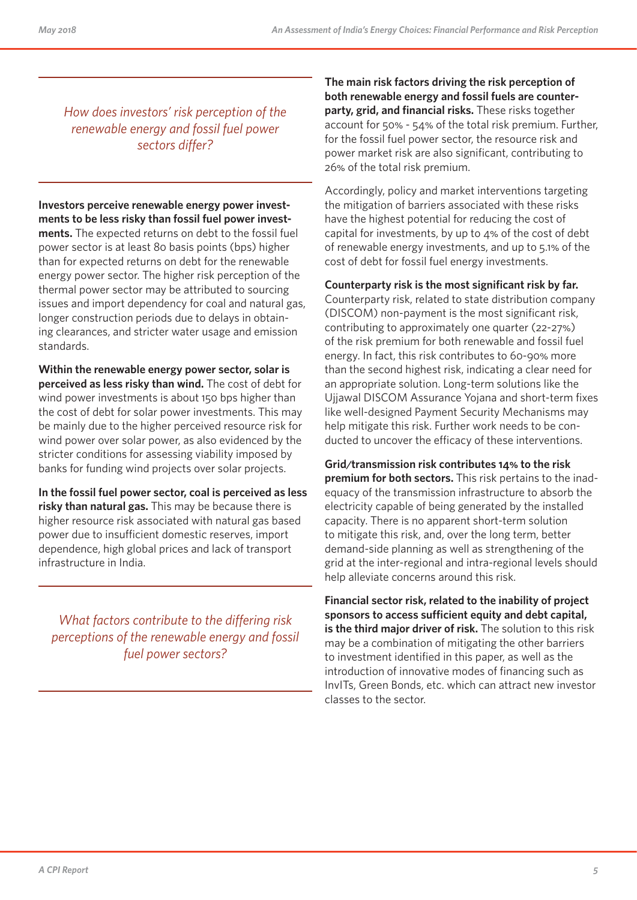*How does investors' risk perception of the renewable energy and fossil fuel power sectors differ?*

**Investors perceive renewable energy power investments to be less risky than fossil fuel power investments.** The expected returns on debt to the fossil fuel power sector is at least 80 basis points (bps) higher than for expected returns on debt for the renewable energy power sector. The higher risk perception of the thermal power sector may be attributed to sourcing issues and import dependency for coal and natural gas, longer construction periods due to delays in obtaining clearances, and stricter water usage and emission standards.

**Within the renewable energy power sector, solar is perceived as less risky than wind.** The cost of debt for wind power investments is about 150 bps higher than the cost of debt for solar power investments. This may be mainly due to the higher perceived resource risk for wind power over solar power, as also evidenced by the stricter conditions for assessing viability imposed by banks for funding wind projects over solar projects.

**In the fossil fuel power sector, coal is perceived as less risky than natural gas.** This may be because there is higher resource risk associated with natural gas based power due to insufficient domestic reserves, import dependence, high global prices and lack of transport infrastructure in India.

*What factors contribute to the differing risk perceptions of the renewable energy and fossil fuel power sectors?*

**The main risk factors driving the risk perception of both renewable energy and fossil fuels are counterparty, grid, and financial risks.** These risks together account for 50% - 54% of the total risk premium. Further, for the fossil fuel power sector, the resource risk and power market risk are also significant, contributing to 26% of the total risk premium.

Accordingly, policy and market interventions targeting the mitigation of barriers associated with these risks have the highest potential for reducing the cost of capital for investments, by up to 4% of the cost of debt of renewable energy investments, and up to 5.1% of the cost of debt for fossil fuel energy investments.

**Counterparty risk is the most significant risk by far.** Counterparty risk, related to state distribution company (DISCOM) non-payment is the most significant risk, contributing to approximately one quarter (22-27%) of the risk premium for both renewable and fossil fuel energy. In fact, this risk contributes to 60-90% more than the second highest risk, indicating a clear need for an appropriate solution. Long-term solutions like the Ujjawal DISCOM Assurance Yojana and short-term fixes like well-designed Payment Security Mechanisms may help mitigate this risk. Further work needs to be conducted to uncover the efficacy of these interventions.

**Grid/transmission risk contributes 14% to the risk premium for both sectors.** This risk pertains to the inadequacy of the transmission infrastructure to absorb the electricity capable of being generated by the installed capacity. There is no apparent short-term solution to mitigate this risk, and, over the long term, better demand-side planning as well as strengthening of the grid at the inter-regional and intra-regional levels should help alleviate concerns around this risk.

**Financial sector risk, related to the inability of project sponsors to access sufficient equity and debt capital, is the third major driver of risk.** The solution to this risk may be a combination of mitigating the other barriers to investment identified in this paper, as well as the introduction of innovative modes of financing such as InvITs, Green Bonds, etc. which can attract new investor classes to the sector.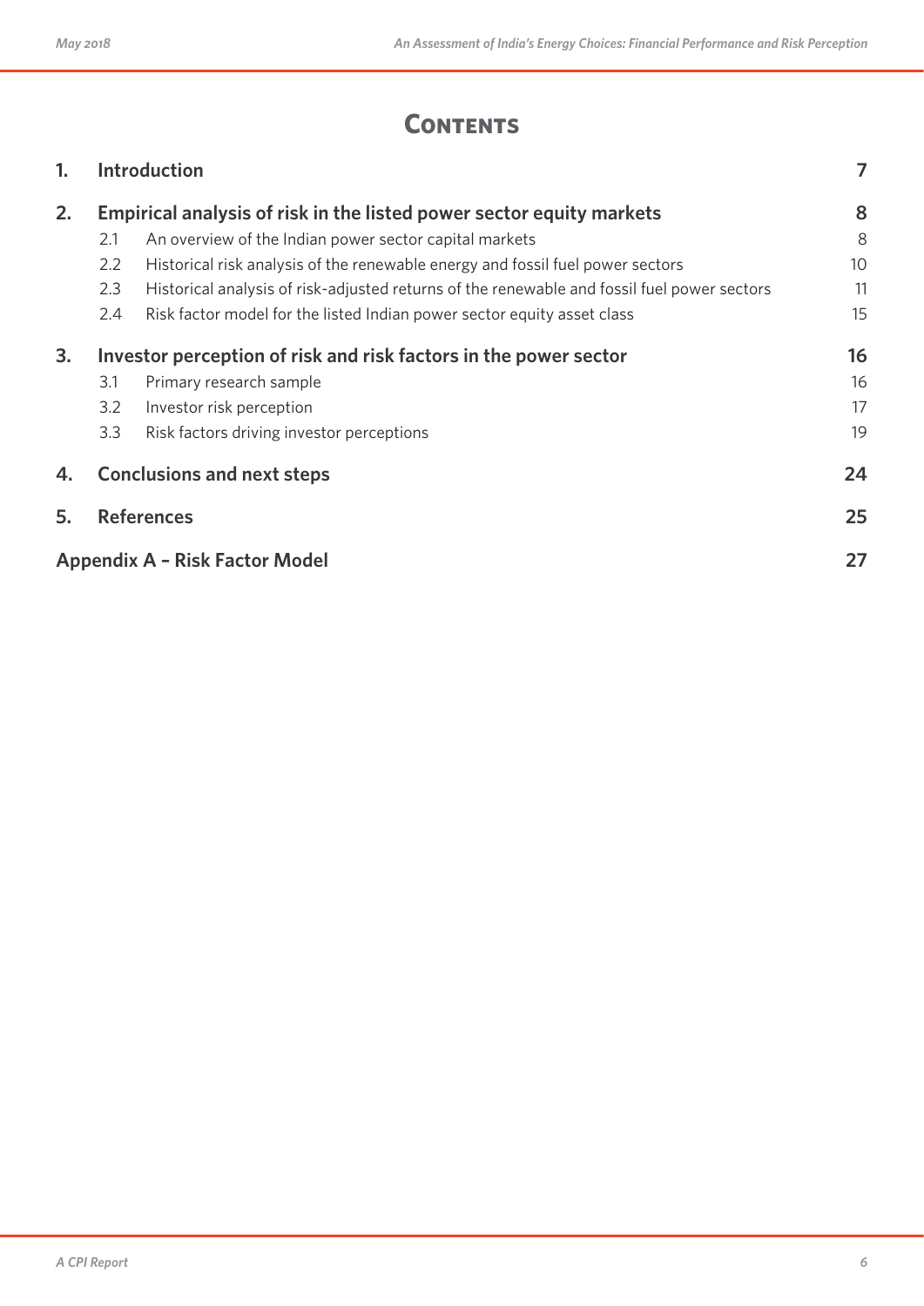# Contents

| | | |
|---|---|---|
| **1.** | **Introduction** | **7** |
| **2.** | **Empirical analysis of risk in the listed power sector equity markets** | **8** |
| 2.1 | An overview of the Indian power sector capital markets | 8 |
| 2.2 | Historical risk analysis of the renewable energy and fossil fuel power sectors | 10 |
| 2.3 | Historical analysis of risk-adjusted returns of the renewable and fossil fuel power sectors | 11 |
| 2.4 | Risk factor model for the listed Indian power sector equity asset class | 15 |
| **3.** | **Investor perception of risk and risk factors in the power sector** | **16** |
| 3.1 | Primary research sample | 16 |
| 3.2 | Investor risk perception | 17 |
| 3.3 | Risk factors driving investor perceptions | 19 |
| **4.** | **Conclusions and next steps** | **24** |
| **5.** | **References** | **25** |
| | **Appendix A – Risk Factor Model** | **27** |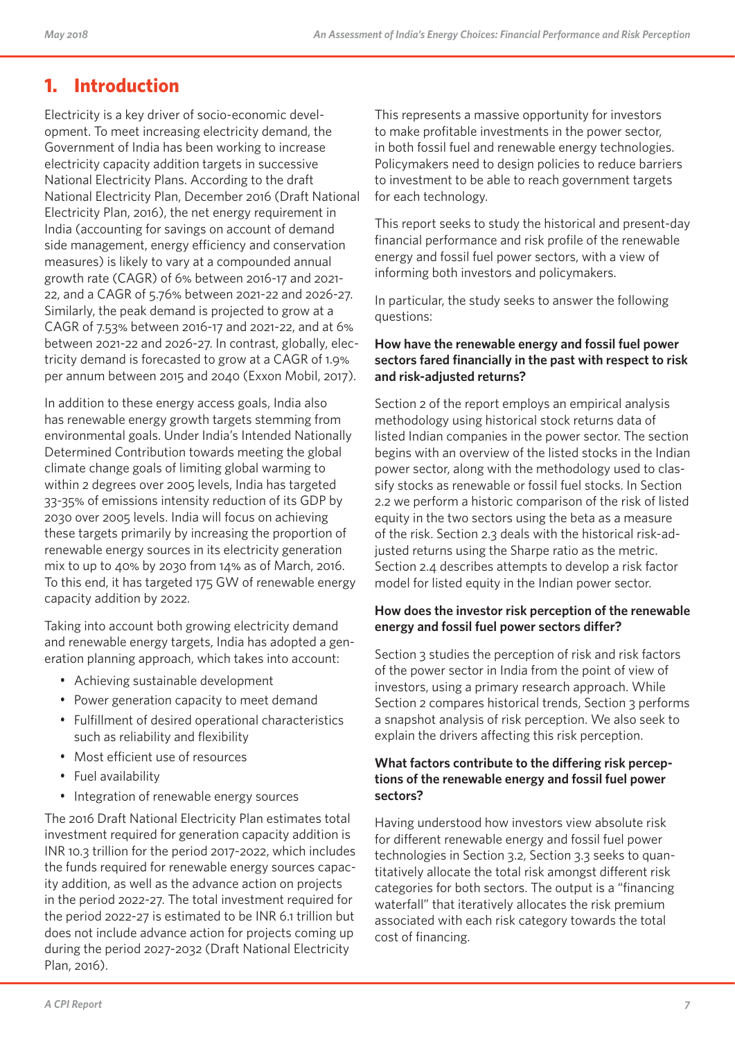# 1. Introduction

Electricity is a key driver of socio-economic development. To meet increasing electricity demand, the Government of India has been working to increase electricity capacity addition targets in successive National Electricity Plans. According to the draft National Electricity Plan, December 2016 (Draft National Electricity Plan, 2016), the net energy requirement in India (accounting for savings on account of demand side management, energy efficiency and conservation measures) is likely to vary at a compounded annual growth rate (CAGR) of 6% between 2016-17 and 2021-22, and a CAGR of 5.76% between 2021-22 and 2026-27. Similarly, the peak demand is projected to grow at a CAGR of 7.53% between 2016-17 and 2021-22, and at 6% between 2021-22 and 2026-27. In contrast, globally, electricity demand is forecasted to grow at a CAGR of 1.9% per annum between 2015 and 2040 (Exxon Mobil, 2017).

In addition to these energy access goals, India also has renewable energy growth targets stemming from environmental goals. Under India's Intended Nationally Determined Contribution towards meeting the global climate change goals of limiting global warming to within 2 degrees over 2005 levels, India has targeted 33-35% of emissions intensity reduction of its GDP by 2030 over 2005 levels. India will focus on achieving these targets primarily by increasing the proportion of renewable energy sources in its electricity generation mix to up to 40% by 2030 from 14% as of March, 2016. To this end, it has targeted 175 GW of renewable energy capacity addition by 2022.

Taking into account both growing electricity demand and renewable energy targets, India has adopted a generation planning approach, which takes into account:

- Achieving sustainable development
- Power generation capacity to meet demand
- Fulfillment of desired operational characteristics such as reliability and flexibility
- Most efficient use of resources
- Fuel availability
- Integration of renewable energy sources

The 2016 Draft National Electricity Plan estimates total investment required for generation capacity addition is INR 10.3 trillion for the period 2017-2022, which includes the funds required for renewable energy sources capacity addition, as well as the advance action on projects in the period 2022-27. The total investment required for the period 2022-27 is estimated to be INR 6.1 trillion but does not include advance action for projects coming up during the period 2027-2032 (Draft National Electricity Plan, 2016).

This represents a massive opportunity for investors to make profitable investments in the power sector, in both fossil fuel and renewable energy technologies. Policymakers need to design policies to reduce barriers to investment to be able to reach government targets for each technology.

This report seeks to study the historical and present-day financial performance and risk profile of the renewable energy and fossil fuel power sectors, with a view of informing both investors and policymakers.

In particular, the study seeks to answer the following questions:

**How have the renewable energy and fossil fuel power sectors fared financially in the past with respect to risk and risk-adjusted returns?**

Section 2 of the report employs an empirical analysis methodology using historical stock returns data of listed Indian companies in the power sector. The section begins with an overview of the listed stocks in the Indian power sector, along with the methodology used to classify stocks as renewable or fossil fuel stocks. In Section 2.2 we perform a historic comparison of the risk of listed equity in the two sectors using the beta as a measure of the risk. Section 2.3 deals with the historical risk-adjusted returns using the Sharpe ratio as the metric. Section 2.4 describes attempts to develop a risk factor model for listed equity in the Indian power sector.

**How does the investor risk perception of the renewable energy and fossil fuel power sectors differ?**

Section 3 studies the perception of risk and risk factors of the power sector in India from the point of view of investors, using a primary research approach. While Section 2 compares historical trends, Section 3 performs a snapshot analysis of risk perception. We also seek to explain the drivers affecting this risk perception.

**What factors contribute to the differing risk perceptions of the renewable energy and fossil fuel power sectors?**

Having understood how investors view absolute risk for different renewable energy and fossil fuel power technologies in Section 3.2, Section 3.3 seeks to quantitatively allocate the total risk amongst different risk categories for both sectors. The output is a "financing waterfall" that iteratively allocates the risk premium associated with each risk category towards the total cost of financing.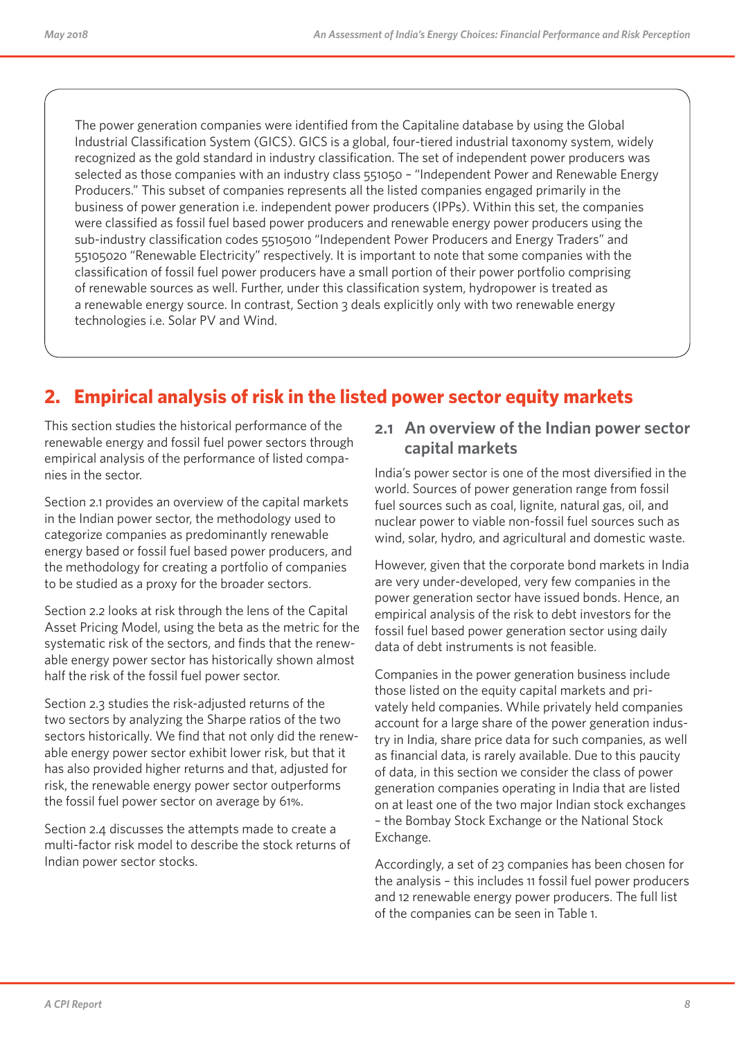The power generation companies were identified from the Capitaline database by using the Global Industrial Classification System (GICS). GICS is a global, four-tiered industrial taxonomy system, widely recognized as the gold standard in industry classification. The set of independent power producers was selected as those companies with an industry class 551050 – "Independent Power and Renewable Energy Producers." This subset of companies represents all the listed companies engaged primarily in the business of power generation i.e. independent power producers (IPPs). Within this set, the companies were classified as fossil fuel based power producers and renewable energy power producers using the sub-industry classification codes 55105010 "Independent Power Producers and Energy Traders" and 55105020 "Renewable Electricity" respectively. It is important to note that some companies with the classification of fossil fuel power producers have a small portion of their power portfolio comprising of renewable sources as well. Further, under this classification system, hydropower is treated as a renewable energy source. In contrast, Section 3 deals explicitly only with two renewable energy technologies i.e. Solar PV and Wind.

## 2. Empirical analysis of risk in the listed power sector equity markets

This section studies the historical performance of the renewable energy and fossil fuel power sectors through empirical analysis of the performance of listed companies in the sector.

Section 2.1 provides an overview of the capital markets in the Indian power sector, the methodology used to categorize companies as predominantly renewable energy based or fossil fuel based power producers, and the methodology for creating a portfolio of companies to be studied as a proxy for the broader sectors.

Section 2.2 looks at risk through the lens of the Capital Asset Pricing Model, using the beta as the metric for the systematic risk of the sectors, and finds that the renewable energy power sector has historically shown almost half the risk of the fossil fuel power sector.

Section 2.3 studies the risk-adjusted returns of the two sectors by analyzing the Sharpe ratios of the two sectors historically. We find that not only did the renewable energy power sector exhibit lower risk, but that it has also provided higher returns and that, adjusted for risk, the renewable energy power sector outperforms the fossil fuel power sector on average by 61%.

Section 2.4 discusses the attempts made to create a multi-factor risk model to describe the stock returns of Indian power sector stocks.

### 2.1 An overview of the Indian power sector capital markets

India's power sector is one of the most diversified in the world. Sources of power generation range from fossil fuel sources such as coal, lignite, natural gas, oil, and nuclear power to viable non-fossil fuel sources such as wind, solar, hydro, and agricultural and domestic waste.

However, given that the corporate bond markets in India are very under-developed, very few companies in the power generation sector have issued bonds. Hence, an empirical analysis of the risk to debt investors for the fossil fuel based power generation sector using daily data of debt instruments is not feasible.

Companies in the power generation business include those listed on the equity capital markets and privately held companies. While privately held companies account for a large share of the power generation industry in India, share price data for such companies, as well as financial data, is rarely available. Due to this paucity of data, in this section we consider the class of power generation companies operating in India that are listed on at least one of the two major Indian stock exchanges – the Bombay Stock Exchange or the National Stock Exchange.

Accordingly, a set of 23 companies has been chosen for the analysis – this includes 11 fossil fuel power producers and 12 renewable energy power producers. The full list of the companies can be seen in Table 1.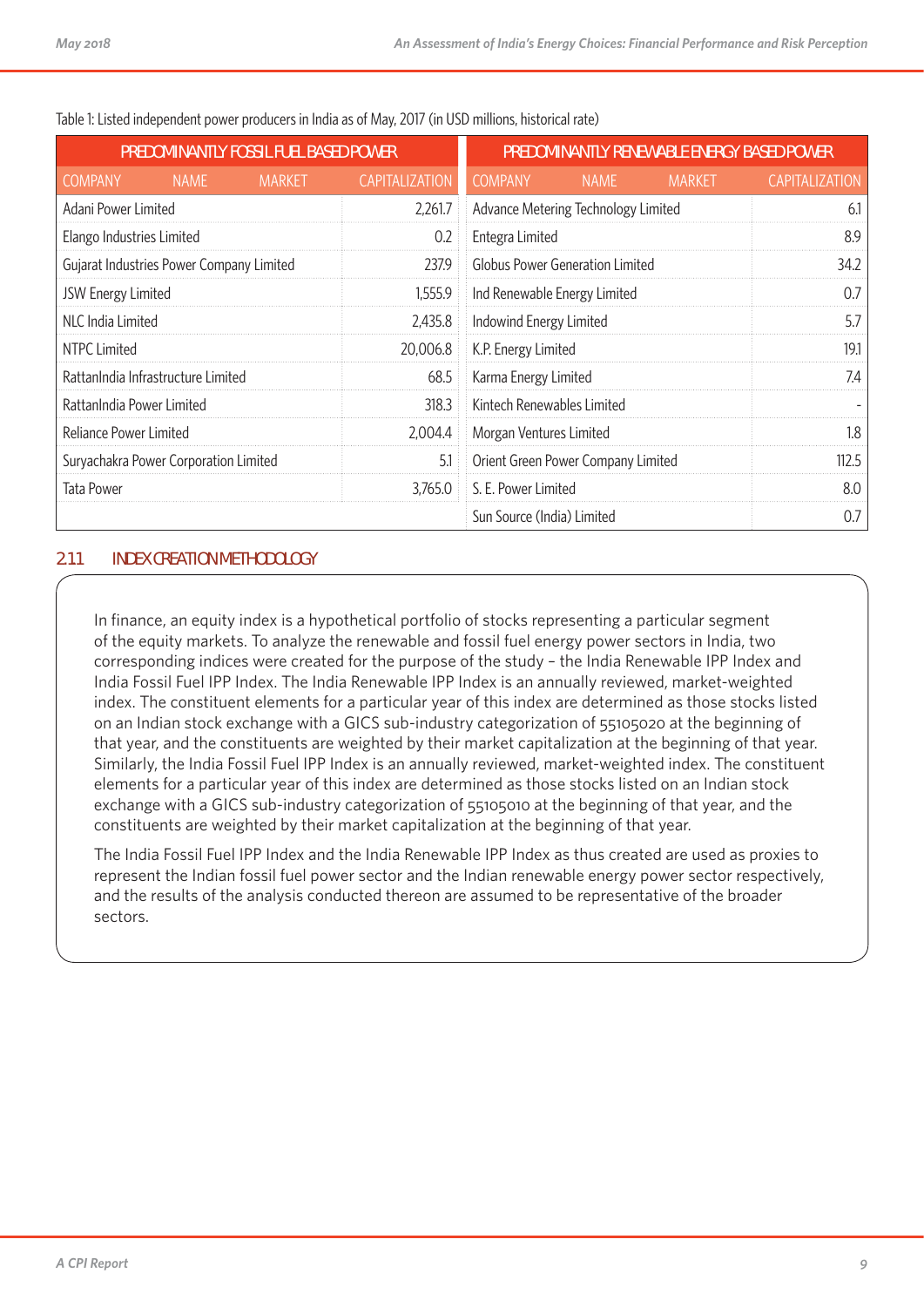Table 1: Listed independent power producers in India as of May, 2017 (in USD millions, historical rate)

| PREDOMINANTLY FOSSIL FUEL BASED POWER | | PREDOMINANTLY RENEWABLE ENERGY BASED POWER | |
|---|---|---|---|
| COMPANY NAME | MARKET CAPITALIZATION | COMPANY NAME | MARKET CAPITALIZATION |
| Adani Power Limited | 2,261.7 | Advance Metering Technology Limited | 6.1 |
| Elango Industries Limited | 0.2 | Entegra Limited | 8.9 |
| Gujarat Industries Power Company Limited | 237.9 | Globus Power Generation Limited | 34.2 |
| JSW Energy Limited | 1,555.9 | Ind Renewable Energy Limited | 0.7 |
| NLC India Limited | 2,435.8 | Indowind Energy Limited | 5.7 |
| NTPC Limited | 20,006.8 | K.P. Energy Limited | 19.1 |
| RattanIndia Infrastructure Limited | 68.5 | Karma Energy Limited | 7.4 |
| RattanIndia Power Limited | 318.3 | Kintech Renewables Limited | - |
| Reliance Power Limited | 2,004.4 | Morgan Ventures Limited | 1.8 |
| Suryachakra Power Corporation Limited | 5.1 | Orient Green Power Company Limited | 112.5 |
| Tata Power | 3,765.0 | S. E. Power Limited | 8.0 |
| | | Sun Source (India) Limited | 0.7 |

## 2.1.1 INDEX CREATION METHODOLOGY

In finance, an equity index is a hypothetical portfolio of stocks representing a particular segment of the equity markets. To analyze the renewable and fossil fuel energy power sectors in India, two corresponding indices were created for the purpose of the study – the India Renewable IPP Index and India Fossil Fuel IPP Index. The India Renewable IPP Index is an annually reviewed, market-weighted index. The constituent elements for a particular year of this index are determined as those stocks listed on an Indian stock exchange with a GICS sub-industry categorization of 55105020 at the beginning of that year, and the constituents are weighted by their market capitalization at the beginning of that year. Similarly, the India Fossil Fuel IPP Index is an annually reviewed, market-weighted index. The constituent elements for a particular year of this index are determined as those stocks listed on an Indian stock exchange with a GICS sub-industry categorization of 55105010 at the beginning of that year, and the constituents are weighted by their market capitalization at the beginning of that year.

The India Fossil Fuel IPP Index and the India Renewable IPP Index as thus created are used as proxies to represent the Indian fossil fuel power sector and the Indian renewable energy power sector respectively, and the results of the analysis conducted thereon are assumed to be representative of the broader sectors.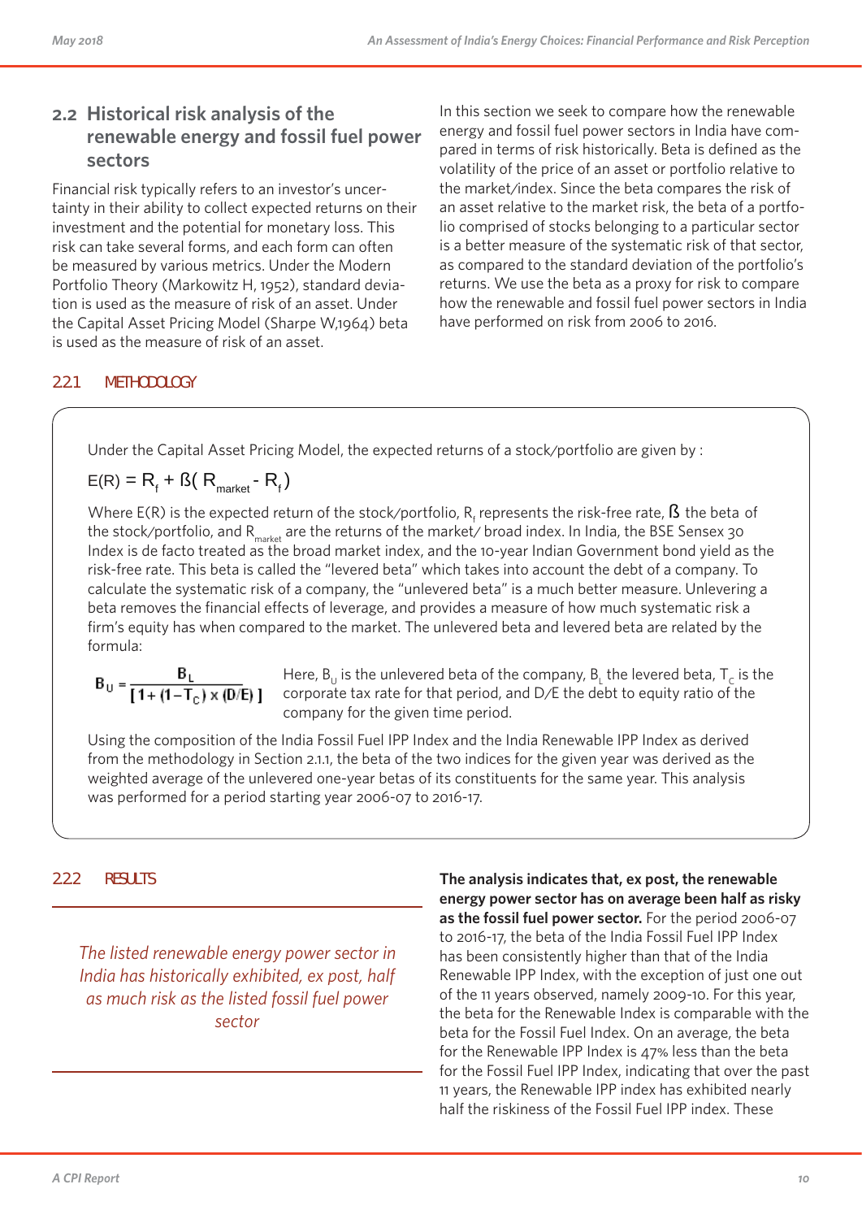## 2.2 Historical risk analysis of the renewable energy and fossil fuel power sectors

Financial risk typically refers to an investor's uncertainty in their ability to collect expected returns on their investment and the potential for monetary loss. This risk can take several forms, and each form can often be measured by various metrics. Under the Modern Portfolio Theory (Markowitz H, 1952), standard deviation is used as the measure of risk of an asset. Under the Capital Asset Pricing Model (Sharpe W,1964) beta is used as the measure of risk of an asset.

In this section we seek to compare how the renewable energy and fossil fuel power sectors in India have compared in terms of risk historically. Beta is defined as the volatility of the price of an asset or portfolio relative to the market/index. Since the beta compares the risk of an asset relative to the market risk, the beta of a portfolio comprised of stocks belonging to a particular sector is a better measure of the systematic risk of that sector, as compared to the standard deviation of the portfolio's returns. We use the beta as a proxy for risk to compare how the renewable and fossil fuel power sectors in India have performed on risk from 2006 to 2016.

### 2.2.1 METHODOLOGY

Under the Capital Asset Pricing Model, the expected returns of a stock/portfolio are given by :

$$E(R) = R_f + \beta( R_{market} - R_f )$$

Where E(R) is the expected return of the stock/portfolio, $R_f$ represents the risk-free rate, $\beta$ the beta of the stock/portfolio, and $R_{market}$ are the returns of the market/ broad index. In India, the BSE Sensex 30 Index is de facto treated as the broad market index, and the 10-year Indian Government bond yield as the risk-free rate. This beta is called the "levered beta" which takes into account the debt of a company. To calculate the systematic risk of a company, the "unlevered beta" is a much better measure. Unlevering a beta removes the financial effects of leverage, and provides a measure of how much systematic risk a firm's equity has when compared to the market. The unlevered beta and levered beta are related by the formula:

$$B_U = \frac{B_L}{[1 + (1 - T_C) \times (D/E)]}$$

Here, $B_U$ is the unlevered beta of the company, $B_L$ the levered beta, $T_C$ is the corporate tax rate for that period, and D/E the debt to equity ratio of the company for the given time period.

Using the composition of the India Fossil Fuel IPP Index and the India Renewable IPP Index as derived from the methodology in Section 2.1.1, the beta of the two indices for the given year was derived as the weighted average of the unlevered one-year betas of its constituents for the same year. This analysis was performed for a period starting year 2006-07 to 2016-17.

### 2.2.2 RESULTS

*The listed renewable energy power sector in India has historically exhibited, ex post, half as much risk as the listed fossil fuel power sector*

**The analysis indicates that, ex post, the renewable energy power sector has on average been half as risky as the fossil fuel power sector.** For the period 2006-07 to 2016-17, the beta of the India Fossil Fuel IPP Index has been consistently higher than that of the India Renewable IPP Index, with the exception of just one out of the 11 years observed, namely 2009-10. For this year, the beta for the Renewable Index is comparable with the beta for the Fossil Fuel Index. On an average, the beta for the Renewable IPP Index is 47% less than the beta for the Fossil Fuel IPP Index, indicating that over the past 11 years, the Renewable IPP index has exhibited nearly half the riskiness of the Fossil Fuel IPP index. These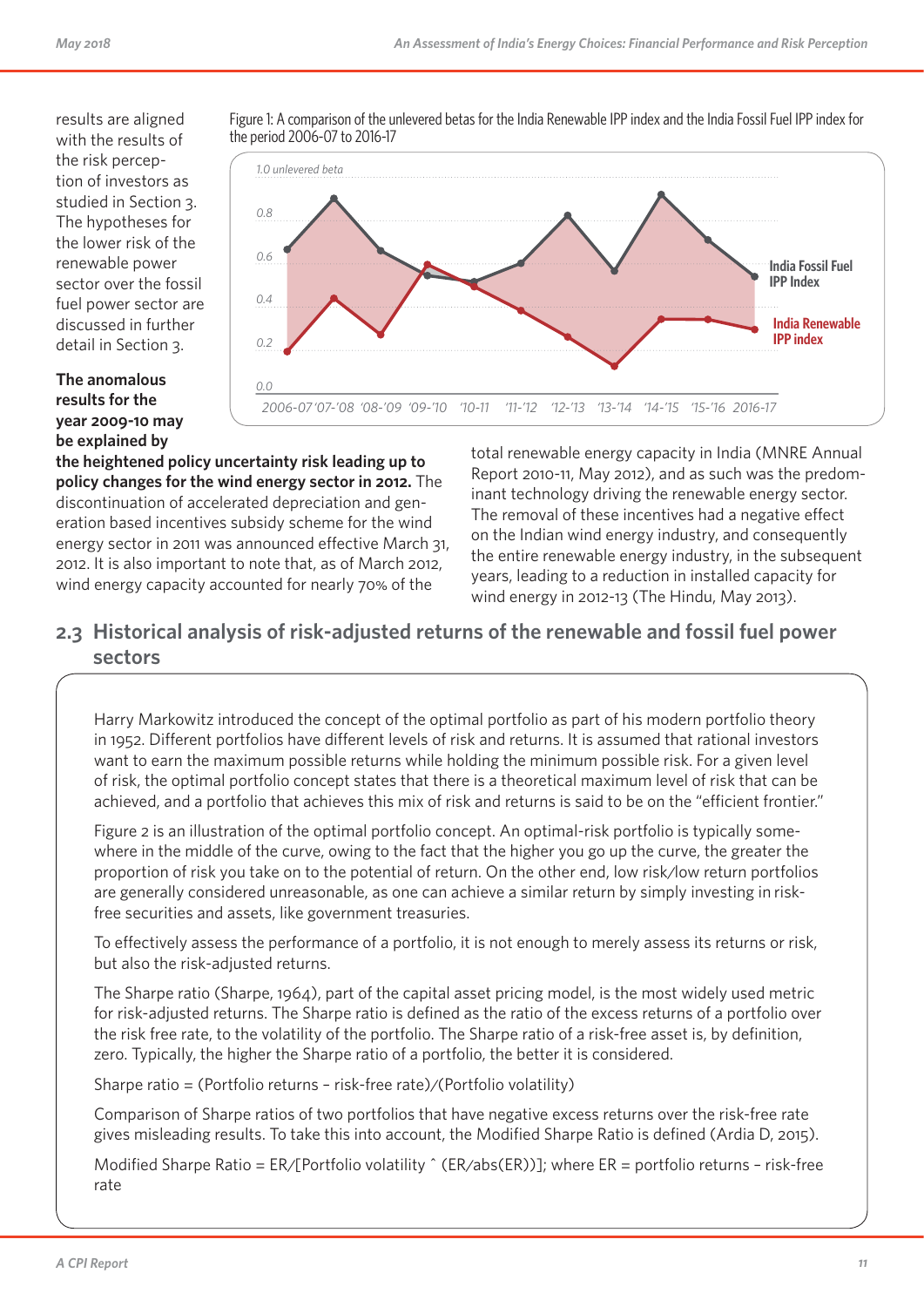results are aligned with the results of the risk perception of investors as studied in Section 3. The hypotheses for the lower risk of the renewable power sector over the fossil fuel power sector are discussed in further detail in Section 3.

Figure 1: A comparison of the unlevered betas for the India Renewable IPP index and the India Fossil Fuel IPP index for the period 2006-07 to 2016-17

**The anomalous results for the year 2009-10 may be explained by the heightened policy uncertainty risk leading up to policy changes for the wind energy sector in 2012.** The discontinuation of accelerated depreciation and generation based incentives subsidy scheme for the wind energy sector in 2011 was announced effective March 31, 2012. It is also important to note that, as of March 2012, wind energy capacity accounted for nearly 70% of the total renewable energy capacity in India (MNRE Annual Report 2010-11, May 2012), and as such was the predominant technology driving the renewable energy sector. The removal of these incentives had a negative effect on the Indian wind energy industry, and consequently the entire renewable energy industry, in the subsequent years, leading to a reduction in installed capacity for wind energy in 2012-13 (The Hindu, May 2013).

## 2.3 Historical analysis of risk-adjusted returns of the renewable and fossil fuel power sectors

Harry Markowitz introduced the concept of the optimal portfolio as part of his modern portfolio theory in 1952. Different portfolios have different levels of risk and returns. It is assumed that rational investors want to earn the maximum possible returns while holding the minimum possible risk. For a given level of risk, the optimal portfolio concept states that there is a theoretical maximum level of risk that can be achieved, and a portfolio that achieves this mix of risk and returns is said to be on the "efficient frontier."

Figure 2 is an illustration of the optimal portfolio concept. An optimal-risk portfolio is typically somewhere in the middle of the curve, owing to the fact that the higher you go up the curve, the greater the proportion of risk you take on to the potential of return. On the other end, low risk/low return portfolios are generally considered unreasonable, as one can achieve a similar return by simply investing in risk-free securities and assets, like government treasuries.

To effectively assess the performance of a portfolio, it is not enough to merely assess its returns or risk, but also the risk-adjusted returns.

The Sharpe ratio (Sharpe, 1964), part of the capital asset pricing model, is the most widely used metric for risk-adjusted returns. The Sharpe ratio is defined as the ratio of the excess returns of a portfolio over the risk free rate, to the volatility of the portfolio. The Sharpe ratio of a risk-free asset is, by definition, zero. Typically, the higher the Sharpe ratio of a portfolio, the better it is considered.

Sharpe ratio = (Portfolio returns – risk-free rate)/(Portfolio volatility)

Comparison of Sharpe ratios of two portfolios that have negative excess returns over the risk-free rate gives misleading results. To take this into account, the Modified Sharpe Ratio is defined (Ardia D, 2015).

Modified Sharpe Ratio = ER/[Portfolio volatility ^ (ER/abs(ER))]; where ER = portfolio returns – risk-free rate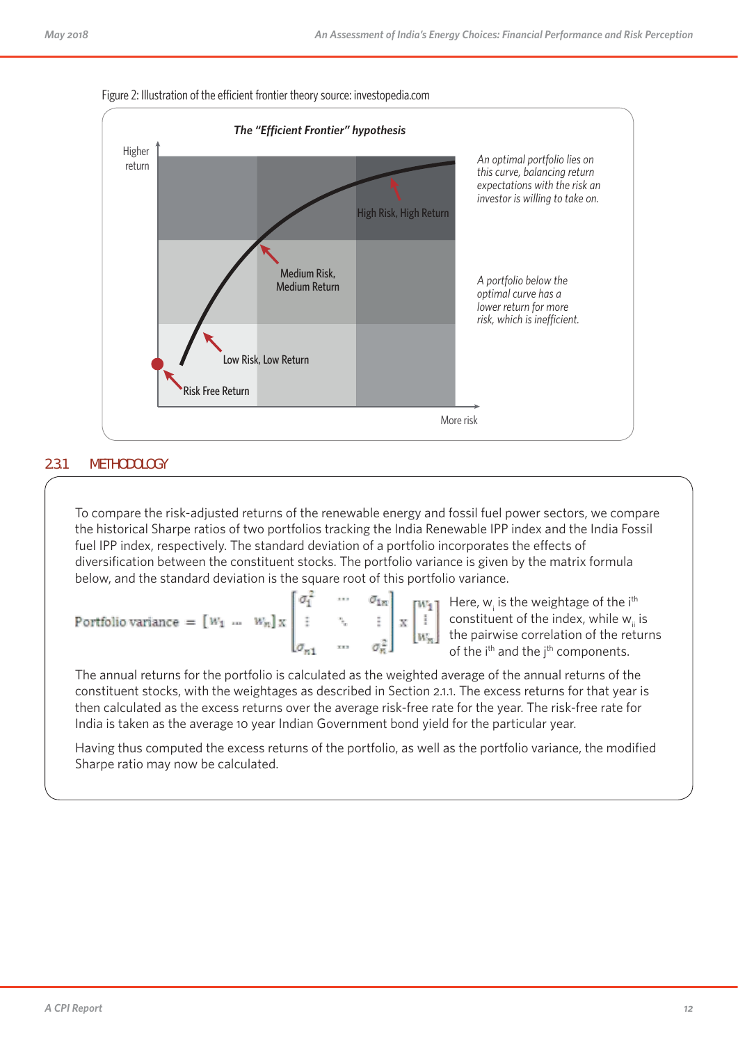Figure 2: Illustration of the efficient frontier theory source: investopedia.com

### The "Efficient Frontier" hypothesis

Higher return

High Risk, High Return

Medium Risk, Medium Return

Low Risk, Low Return

Risk Free Return

More risk

*An optimal portfolio lies on this curve, balancing return expectations with the risk an investor is willing to take on.*

*A portfolio below the optimal curve has a lower return for more risk, which is inefficient.*

## 2.3.1 METHODOLOGY

To compare the risk-adjusted returns of the renewable energy and fossil fuel power sectors, we compare the historical Sharpe ratios of two portfolios tracking the India Renewable IPP index and the India Fossil fuel IPP index, respectively. The standard deviation of a portfolio incorporates the effects of diversification between the constituent stocks. The portfolio variance is given by the matrix formula below, and the standard deviation is the square root of this portfolio variance.

$$\text{Portfolio variance} = \begin{bmatrix} w_1 & \cdots & w_n \end{bmatrix} \times \begin{bmatrix} \sigma_1^2 & \cdots & \sigma_{1n} \\ \vdots & \ddots & \vdots \\ \sigma_{n1} & \cdots & \sigma_n^2 \end{bmatrix} \times \begin{bmatrix} w_1 \\ \vdots \\ w_n \end{bmatrix}$$

Here, $w_i$ is the weightage of the i[th] constituent of the index, while $w_{ii}$ is the pairwise correlation of the returns of the i[th] and the j[th] components.

The annual returns for the portfolio is calculated as the weighted average of the annual returns of the constituent stocks, with the weightages as described in Section 2.1.1. The excess returns for that year is then calculated as the excess returns over the average risk-free rate for the year. The risk-free rate for India is taken as the average 10 year Indian Government bond yield for the particular year.

Having thus computed the excess returns of the portfolio, as well as the portfolio variance, the modified Sharpe ratio may now be calculated.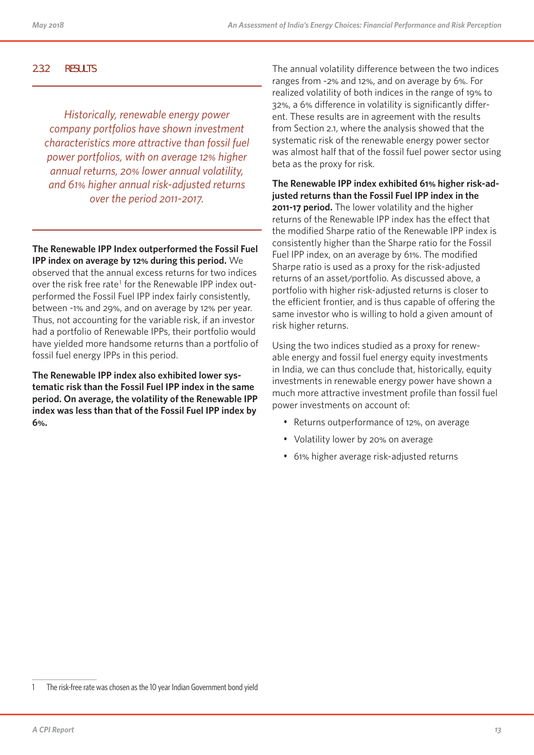### 2.3.2 RESULTS

*Historically, renewable energy power company portfolios have shown investment characteristics more attractive than fossil fuel power portfolios, with on average 12% higher annual returns, 20% lower annual volatility, and 61% higher annual risk-adjusted returns over the period 2011-2017.*

**The Renewable IPP Index outperformed the Fossil Fuel IPP index on average by 12% during this period.** We observed that the annual excess returns for two indices over the risk free rate[1] for the Renewable IPP index outperformed the Fossil Fuel IPP index fairly consistently, between -1% and 29%, and on average by 12% per year. Thus, not accounting for the variable risk, if an investor had a portfolio of Renewable IPPs, their portfolio would have yielded more handsome returns than a portfolio of fossil fuel energy IPPs in this period.

**The Renewable IPP index also exhibited lower systematic risk than the Fossil Fuel IPP index in the same period. On average, the volatility of the Renewable IPP index was less than that of the Fossil Fuel IPP index by 6%.**

The annual volatility difference between the two indices ranges from -2% and 12%, and on average by 6%. For realized volatility of both indices in the range of 19% to 32%, a 6% difference in volatility is significantly different. These results are in agreement with the results from Section 2.1, where the analysis showed that the systematic risk of the renewable energy power sector was almost half that of the fossil fuel power sector using beta as the proxy for risk.

**The Renewable IPP index exhibited 61% higher risk-adjusted returns than the Fossil Fuel IPP index in the 2011-17 period.** The lower volatility and the higher returns of the Renewable IPP index has the effect that the modified Sharpe ratio of the Renewable IPP index is consistently higher than the Sharpe ratio for the Fossil Fuel IPP index, on an average by 61%. The modified Sharpe ratio is used as a proxy for the risk-adjusted returns of an asset/portfolio. As discussed above, a portfolio with higher risk-adjusted returns is closer to the efficient frontier, and is thus capable of offering the same investor who is willing to hold a given amount of risk higher returns.

Using the two indices studied as a proxy for renewable energy and fossil fuel energy equity investments in India, we can thus conclude that, historically, equity investments in renewable energy power have shown a much more attractive investment profile than fossil fuel power investments on account of:

- Returns outperformance of 12%, on average
- Volatility lower by 20% on average
- 61% higher average risk-adjusted returns

---

1 The risk-free rate was chosen as the 10 year Indian Government bond yield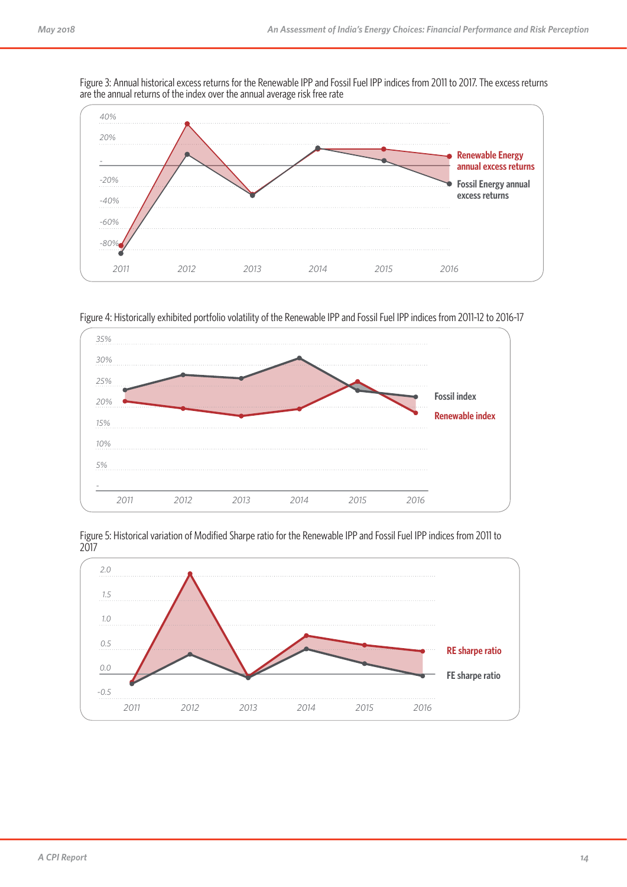Figure 3: Annual historical excess returns for the Renewable IPP and Fossil Fuel IPP indices from 2011 to 2017. The excess returns are the annual returns of the index over the annual average risk free rate

Figure 4: Historically exhibited portfolio volatility of the Renewable IPP and Fossil Fuel IPP indices from 2011-12 to 2016-17

Figure 5: Historical variation of Modified Sharpe ratio for the Renewable IPP and Fossil Fuel IPP indices from 2011 to 2017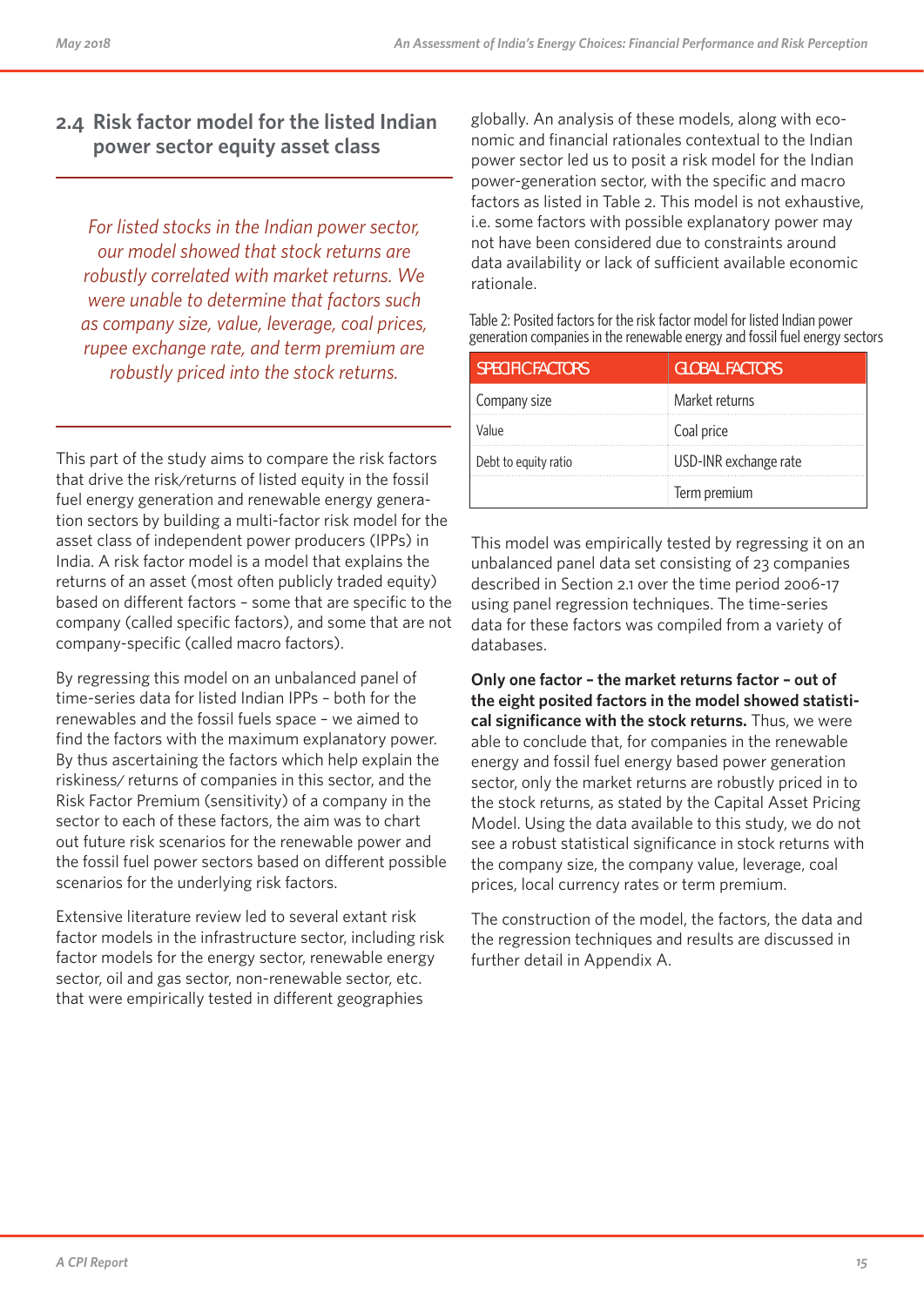## 2.4 Risk factor model for the listed Indian power sector equity asset class

*For listed stocks in the Indian power sector, our model showed that stock returns are robustly correlated with market returns. We were unable to determine that factors such as company size, value, leverage, coal prices, rupee exchange rate, and term premium are robustly priced into the stock returns.*

This part of the study aims to compare the risk factors that drive the risk/returns of listed equity in the fossil fuel energy generation and renewable energy generation sectors by building a multi-factor risk model for the asset class of independent power producers (IPPs) in India. A risk factor model is a model that explains the returns of an asset (most often publicly traded equity) based on different factors – some that are specific to the company (called specific factors), and some that are not company-specific (called macro factors).

By regressing this model on an unbalanced panel of time-series data for listed Indian IPPs – both for the renewables and the fossil fuels space – we aimed to find the factors with the maximum explanatory power. By thus ascertaining the factors which help explain the riskiness/ returns of companies in this sector, and the Risk Factor Premium (sensitivity) of a company in the sector to each of these factors, the aim was to chart out future risk scenarios for the renewable power and the fossil fuel power sectors based on different possible scenarios for the underlying risk factors.

Extensive literature review led to several extant risk factor models in the infrastructure sector, including risk factor models for the energy sector, renewable energy sector, oil and gas sector, non-renewable sector, etc. that were empirically tested in different geographies globally. An analysis of these models, along with economic and financial rationales contextual to the Indian power sector led us to posit a risk model for the Indian power-generation sector, with the specific and macro factors as listed in Table 2. This model is not exhaustive, i.e. some factors with possible explanatory power may not have been considered due to constraints around data availability or lack of sufficient available economic rationale.

Table 2: Posited factors for the risk factor model for listed Indian power generation companies in the renewable energy and fossil fuel energy sectors

| SPECIFIC FACTORS | GLOBAL FACTORS |
|---|---|
| Company size | Market returns |
| Value | Coal price |
| Debt to equity ratio | USD-INR exchange rate |
| | Term premium |

This model was empirically tested by regressing it on an unbalanced panel data set consisting of 23 companies described in Section 2.1 over the time period 2006-17 using panel regression techniques. The time-series data for these factors was compiled from a variety of databases.

**Only one factor – the market returns factor – out of the eight posited factors in the model showed statistical significance with the stock returns.** Thus, we were able to conclude that, for companies in the renewable energy and fossil fuel energy based power generation sector, only the market returns are robustly priced in to the stock returns, as stated by the Capital Asset Pricing Model. Using the data available to this study, we do not see a robust statistical significance in stock returns with the company size, the company value, leverage, coal prices, local currency rates or term premium.

The construction of the model, the factors, the data and the regression techniques and results are discussed in further detail in Appendix A.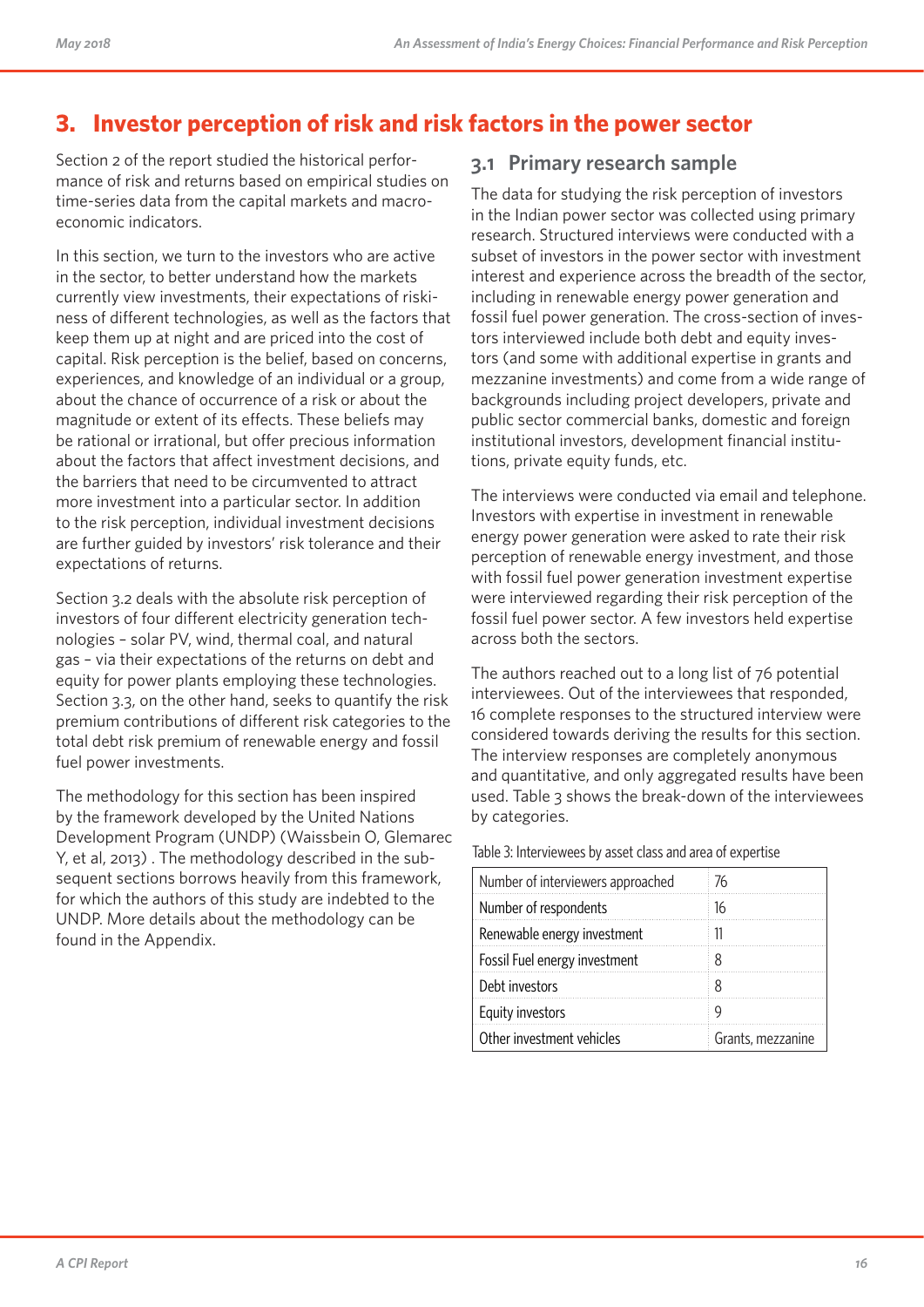# 3. Investor perception of risk and risk factors in the power sector

Section 2 of the report studied the historical performance of risk and returns based on empirical studies on time-series data from the capital markets and macro-economic indicators.

In this section, we turn to the investors who are active in the sector, to better understand how the markets currently view investments, their expectations of riskiness of different technologies, as well as the factors that keep them up at night and are priced into the cost of capital. Risk perception is the belief, based on concerns, experiences, and knowledge of an individual or a group, about the chance of occurrence of a risk or about the magnitude or extent of its effects. These beliefs may be rational or irrational, but offer precious information about the factors that affect investment decisions, and the barriers that need to be circumvented to attract more investment into a particular sector. In addition to the risk perception, individual investment decisions are further guided by investors' risk tolerance and their expectations of returns.

Section 3.2 deals with the absolute risk perception of investors of four different electricity generation technologies – solar PV, wind, thermal coal, and natural gas – via their expectations of the returns on debt and equity for power plants employing these technologies. Section 3.3, on the other hand, seeks to quantify the risk premium contributions of different risk categories to the total debt risk premium of renewable energy and fossil fuel power investments.

The methodology for this section has been inspired by the framework developed by the United Nations Development Program (UNDP) (Waissbein O, Glemarec Y, et al, 2013) . The methodology described in the subsequent sections borrows heavily from this framework, for which the authors of this study are indebted to the UNDP. More details about the methodology can be found in the Appendix.

## 3.1 Primary research sample

The data for studying the risk perception of investors in the Indian power sector was collected using primary research. Structured interviews were conducted with a subset of investors in the power sector with investment interest and experience across the breadth of the sector, including in renewable energy power generation and fossil fuel power generation. The cross-section of investors interviewed include both debt and equity investors (and some with additional expertise in grants and mezzanine investments) and come from a wide range of backgrounds including project developers, private and public sector commercial banks, domestic and foreign institutional investors, development financial institutions, private equity funds, etc.

The interviews were conducted via email and telephone. Investors with expertise in investment in renewable energy power generation were asked to rate their risk perception of renewable energy investment, and those with fossil fuel power generation investment expertise were interviewed regarding their risk perception of the fossil fuel power sector. A few investors held expertise across both the sectors.

The authors reached out to a long list of 76 potential interviewees. Out of the interviewees that responded, 16 complete responses to the structured interview were considered towards deriving the results for this section. The interview responses are completely anonymous and quantitative, and only aggregated results have been used. Table 3 shows the break-down of the interviewees by categories.

Table 3: Interviewees by asset class and area of expertise

| | |
|---|---|
| Number of interviewers approached | 76 |
| Number of respondents | 16 |
| Renewable energy investment | 11 |
| Fossil Fuel energy investment | 8 |
| Debt investors | 8 |
| Equity investors | 9 |
| Other investment vehicles | Grants, mezzanine |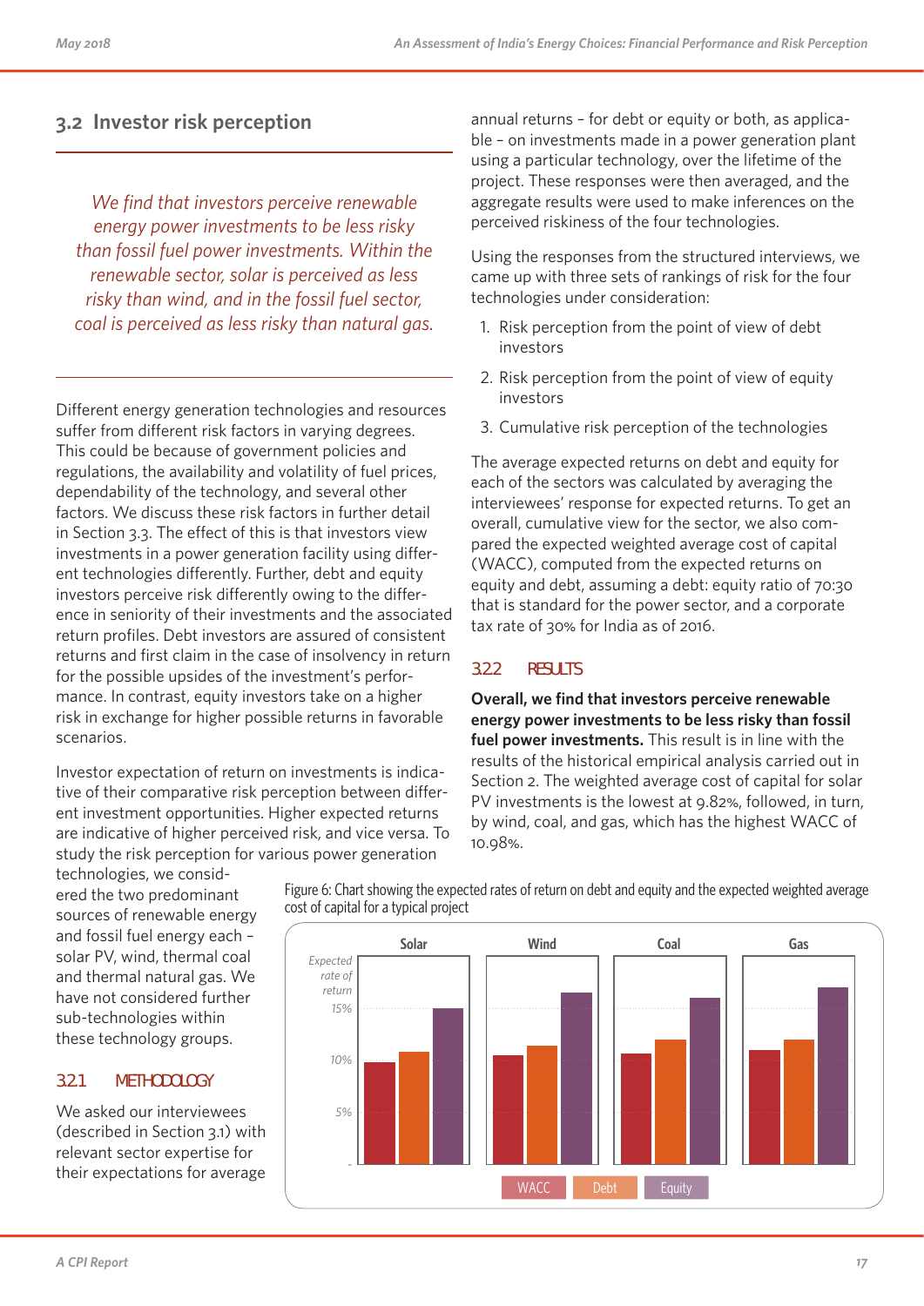## 3.2 Investor risk perception

*We find that investors perceive renewable energy power investments to be less risky than fossil fuel power investments. Within the renewable sector, solar is perceived as less risky than wind, and in the fossil fuel sector, coal is perceived as less risky than natural gas.*

Different energy generation technologies and resources suffer from different risk factors in varying degrees. This could be because of government policies and regulations, the availability and volatility of fuel prices, dependability of the technology, and several other factors. We discuss these risk factors in further detail in Section 3.3. The effect of this is that investors view investments in a power generation facility using different technologies differently. Further, debt and equity investors perceive risk differently owing to the difference in seniority of their investments and the associated return profiles. Debt investors are assured of consistent returns and first claim in the case of insolvency in return for the possible upsides of the investment's performance. In contrast, equity investors take on a higher risk in exchange for higher possible returns in favorable scenarios.

Investor expectation of return on investments is indicative of their comparative risk perception between different investment opportunities. Higher expected returns are indicative of higher perceived risk, and vice versa. To study the risk perception for various power generation technologies, we considered the two predominant sources of renewable energy and fossil fuel energy each – solar PV, wind, thermal coal and thermal natural gas. We have not considered further sub-technologies within these technology groups.

### 3.2.1 METHODOLOGY

We asked our interviewees (described in Section 3.1) with relevant sector expertise for their expectations for average annual returns – for debt or equity or both, as applicable – on investments made in a power generation plant using a particular technology, over the lifetime of the project. These responses were then averaged, and the aggregate results were used to make inferences on the perceived riskiness of the four technologies.

Using the responses from the structured interviews, we came up with three sets of rankings of risk for the four technologies under consideration:

1. Risk perception from the point of view of debt investors
2. Risk perception from the point of view of equity investors
3. Cumulative risk perception of the technologies

The average expected returns on debt and equity for each of the sectors was calculated by averaging the interviewees' response for expected returns. To get an overall, cumulative view for the sector, we also compared the expected weighted average cost of capital (WACC), computed from the expected returns on equity and debt, assuming a debt: equity ratio of 70:30 that is standard for the power sector, and a corporate tax rate of 30% for India as of 2016.

### 3.2.2 RESULTS

**Overall, we find that investors perceive renewable energy power investments to be less risky than fossil fuel power investments.** This result is in line with the results of the historical empirical analysis carried out in Section 2. The weighted average cost of capital for solar PV investments is the lowest at 9.82%, followed, in turn, by wind, coal, and gas, which has the highest WACC of 10.98%.

Figure 6: Chart showing the expected rates of return on debt and equity and the expected weighted average cost of capital for a typical project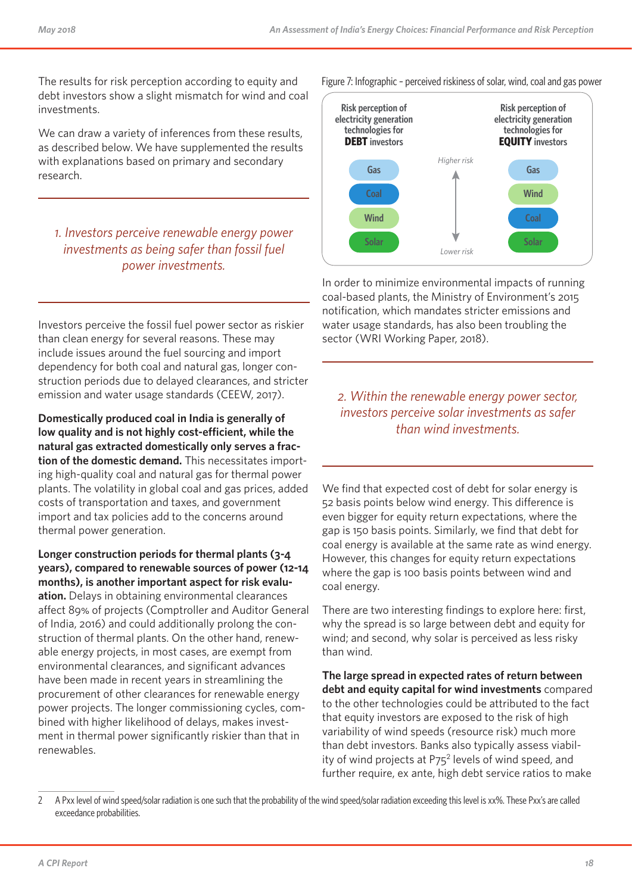The results for risk perception according to equity and debt investors show a slight mismatch for wind and coal investments.

We can draw a variety of inferences from these results, as described below. We have supplemented the results with explanations based on primary and secondary research.

*1. Investors perceive renewable energy power investments as being safer than fossil fuel power investments.*

Investors perceive the fossil fuel power sector as riskier than clean energy for several reasons. These may include issues around the fuel sourcing and import dependency for both coal and natural gas, longer construction periods due to delayed clearances, and stricter emission and water usage standards (CEEW, 2017).

**Domestically produced coal in India is generally of low quality and is not highly cost-efficient, while the natural gas extracted domestically only serves a fraction of the domestic demand.** This necessitates importing high-quality coal and natural gas for thermal power plants. The volatility in global coal and gas prices, added costs of transportation and taxes, and government import and tax policies add to the concerns around thermal power generation.

**Longer construction periods for thermal plants (3-4 years), compared to renewable sources of power (12-14 months), is another important aspect for risk evaluation.** Delays in obtaining environmental clearances affect 89% of projects (Comptroller and Auditor General of India, 2016) and could additionally prolong the construction of thermal plants. On the other hand, renewable energy projects, in most cases, are exempt from environmental clearances, and significant advances have been made in recent years in streamlining the procurement of other clearances for renewable energy power projects. The longer commissioning cycles, combined with higher likelihood of delays, makes investment in thermal power significantly riskier than that in renewables.

Figure 7: Infographic – perceived riskiness of solar, wind, coal and gas power

| Risk perception of electricity generation technologies for **DEBT** investors | | Risk perception of electricity generation technologies for **EQUITY** investors |
|---|---|---|
| Gas | Higher risk | Gas |
| Coal | ↕ | Wind |
| Wind | | Coal |
| Solar | Lower risk | Solar |

In order to minimize environmental impacts of running coal-based plants, the Ministry of Environment's 2015 notification, which mandates stricter emissions and water usage standards, has also been troubling the sector (WRI Working Paper, 2018).

*2. Within the renewable energy power sector, investors perceive solar investments as safer than wind investments.*

We find that expected cost of debt for solar energy is 52 basis points below wind energy. This difference is even bigger for equity return expectations, where the gap is 150 basis points. Similarly, we find that debt for coal energy is available at the same rate as wind energy. However, this changes for equity return expectations where the gap is 100 basis points between wind and coal energy.

There are two interesting findings to explore here: first, why the spread is so large between debt and equity for wind; and second, why solar is perceived as less risky than wind.

**The large spread in expected rates of return between debt and equity capital for wind investments** compared to the other technologies could be attributed to the fact that equity investors are exposed to the risk of high variability of wind speeds (resource risk) much more than debt investors. Banks also typically assess viability of wind projects at P75[2] levels of wind speed, and further require, ex ante, high debt service ratios to make

---

2 A Pxx level of wind speed/solar radiation is one such that the probability of the wind speed/solar radiation exceeding this level is xx%. These Pxx's are called exceedance probabilities.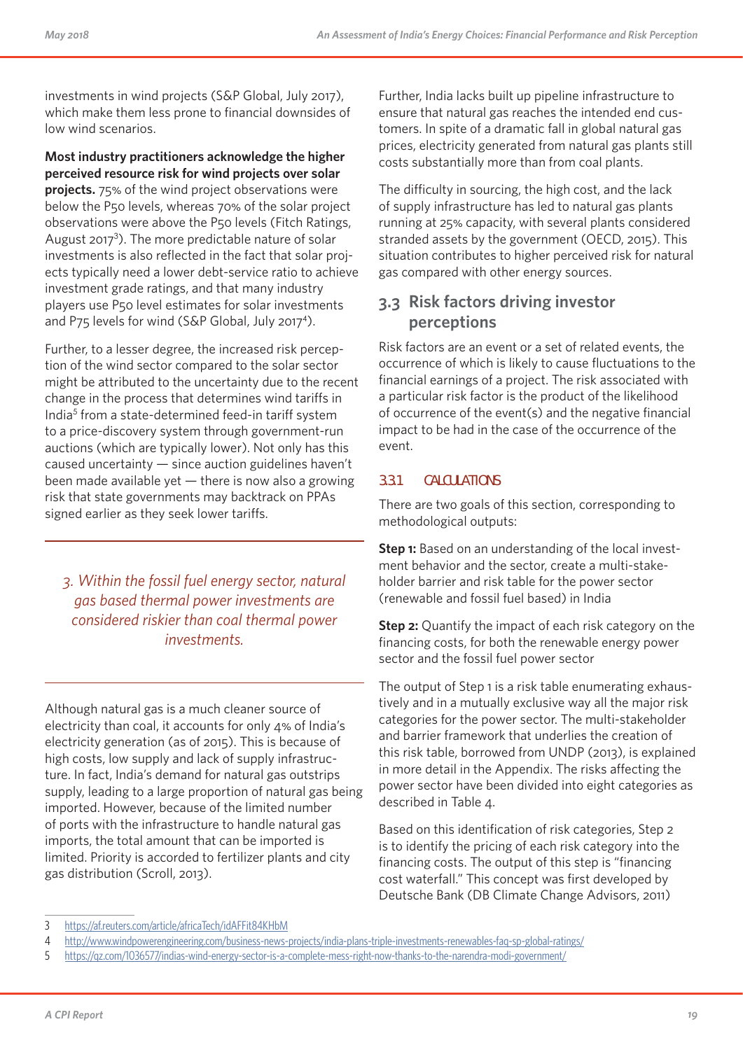investments in wind projects (S&P Global, July 2017), which make them less prone to financial downsides of low wind scenarios.

**Most industry practitioners acknowledge the higher perceived resource risk for wind projects over solar projects.** 75% of the wind project observations were below the P50 levels, whereas 70% of the solar project observations were above the P50 levels (Fitch Ratings, August 2017[3]). The more predictable nature of solar investments is also reflected in the fact that solar projects typically need a lower debt-service ratio to achieve investment grade ratings, and that many industry players use P50 level estimates for solar investments and P75 levels for wind (S&P Global, July 2017[4]).

Further, to a lesser degree, the increased risk perception of the wind sector compared to the solar sector might be attributed to the uncertainty due to the recent change in the process that determines wind tariffs in India[5] from a state-determined feed-in tariff system to a price-discovery system through government-run auctions (which are typically lower). Not only has this caused uncertainty — since auction guidelines haven't been made available yet — there is now also a growing risk that state governments may backtrack on PPAs signed earlier as they seek lower tariffs.

*3. Within the fossil fuel energy sector, natural gas based thermal power investments are considered riskier than coal thermal power investments.*

Although natural gas is a much cleaner source of electricity than coal, it accounts for only 4% of India's electricity generation (as of 2015). This is because of high costs, low supply and lack of supply infrastructure. In fact, India's demand for natural gas outstrips supply, leading to a large proportion of natural gas being imported. However, because of the limited number of ports with the infrastructure to handle natural gas imports, the total amount that can be imported is limited. Priority is accorded to fertilizer plants and city gas distribution (Scroll, 2013).

Further, India lacks built up pipeline infrastructure to ensure that natural gas reaches the intended end customers. In spite of a dramatic fall in global natural gas prices, electricity generated from natural gas plants still costs substantially more than from coal plants.

The difficulty in sourcing, the high cost, and the lack of supply infrastructure has led to natural gas plants running at 25% capacity, with several plants considered stranded assets by the government (OECD, 2015). This situation contributes to higher perceived risk for natural gas compared with other energy sources.

## 3.3 Risk factors driving investor perceptions

Risk factors are an event or a set of related events, the occurrence of which is likely to cause fluctuations to the financial earnings of a project. The risk associated with a particular risk factor is the product of the likelihood of occurrence of the event(s) and the negative financial impact to be had in the case of the occurrence of the event.

### 3.3.1 CALCULATIONS

There are two goals of this section, corresponding to methodological outputs:

**Step 1:** Based on an understanding of the local investment behavior and the sector, create a multi-stakeholder barrier and risk table for the power sector (renewable and fossil fuel based) in India

**Step 2:** Quantify the impact of each risk category on the financing costs, for both the renewable energy power sector and the fossil fuel power sector

The output of Step 1 is a risk table enumerating exhaustively and in a mutually exclusive way all the major risk categories for the power sector. The multi-stakeholder and barrier framework that underlies the creation of this risk table, borrowed from UNDP (2013), is explained in more detail in the Appendix. The risks affecting the power sector have been divided into eight categories as described in Table 4.

Based on this identification of risk categories, Step 2 is to identify the pricing of each risk category into the financing costs. The output of this step is "financing cost waterfall." This concept was first developed by Deutsche Bank (DB Climate Change Advisors, 2011)

---

3 https://af.reuters.com/article/africaTech/idAFFit84KHbM

4 http://www.windpowerengineering.com/business-news-projects/india-plans-triple-investments-renewables-faq-sp-global-ratings/

5 https://qz.com/1036577/indias-wind-energy-sector-is-a-complete-mess-right-now-thanks-to-the-narendra-modi-government/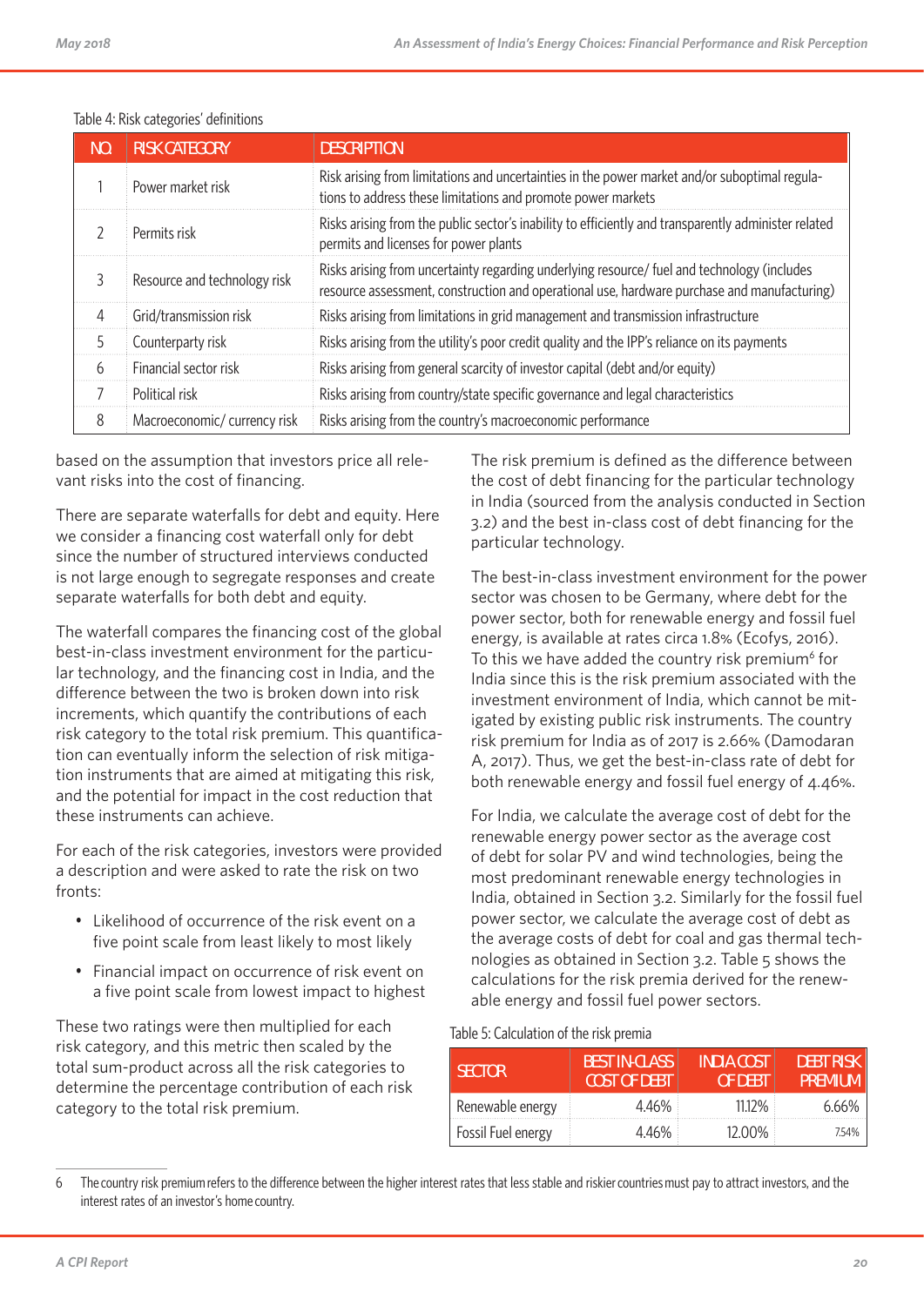Table 4: Risk categories' definitions

| NO. | RISK CATEGORY | DESCRIPTION |
|---|---|---|
| 1 | Power market risk | Risk arising from limitations and uncertainties in the power market and/or suboptimal regulations to address these limitations and promote power markets |
| 2 | Permits risk | Risks arising from the public sector's inability to efficiently and transparently administer related permits and licenses for power plants |
| 3 | Resource and technology risk | Risks arising from uncertainty regarding underlying resource/ fuel and technology (includes resource assessment, construction and operational use, hardware purchase and manufacturing) |
| 4 | Grid/transmission risk | Risks arising from limitations in grid management and transmission infrastructure |
| 5 | Counterparty risk | Risks arising from the utility's poor credit quality and the IPP's reliance on its payments |
| 6 | Financial sector risk | Risks arising from general scarcity of investor capital (debt and/or equity) |
| 7 | Political risk | Risks arising from country/state specific governance and legal characteristics |
| 8 | Macroeconomic/ currency risk | Risks arising from the country's macroeconomic performance |

based on the assumption that investors price all relevant risks into the cost of financing.

There are separate waterfalls for debt and equity. Here we consider a financing cost waterfall only for debt since the number of structured interviews conducted is not large enough to segregate responses and create separate waterfalls for both debt and equity.

The waterfall compares the financing cost of the global best-in-class investment environment for the particular technology, and the financing cost in India, and the difference between the two is broken down into risk increments, which quantify the contributions of each risk category to the total risk premium. This quantification can eventually inform the selection of risk mitigation instruments that are aimed at mitigating this risk, and the potential for impact in the cost reduction that these instruments can achieve.

For each of the risk categories, investors were provided a description and were asked to rate the risk on two fronts:

- Likelihood of occurrence of the risk event on a five point scale from least likely to most likely
- Financial impact on occurrence of risk event on a five point scale from lowest impact to highest

These two ratings were then multiplied for each risk category, and this metric then scaled by the total sum-product across all the risk categories to determine the percentage contribution of each risk category to the total risk premium.

The risk premium is defined as the difference between the cost of debt financing for the particular technology in India (sourced from the analysis conducted in Section 3.2) and the best in-class cost of debt financing for the particular technology.

The best-in-class investment environment for the power sector was chosen to be Germany, where debt for the power sector, both for renewable energy and fossil fuel energy, is available at rates circa 1.8% (Ecofys, 2016). To this we have added the country risk premium[6] for India since this is the risk premium associated with the investment environment of India, which cannot be mitigated by existing public risk instruments. The country risk premium for India as of 2017 is 2.66% (Damodaran A, 2017). Thus, we get the best-in-class rate of debt for both renewable energy and fossil fuel energy of 4.46%.

For India, we calculate the average cost of debt for the renewable energy power sector as the average cost of debt for solar PV and wind technologies, being the most predominant renewable energy technologies in India, obtained in Section 3.2. Similarly for the fossil fuel power sector, we calculate the average cost of debt as the average costs of debt for coal and gas thermal technologies as obtained in Section 3.2. Table 5 shows the calculations for the risk premia derived for the renewable energy and fossil fuel power sectors.

Table 5: Calculation of the risk premia

| SECTOR | BEST IN-CLASS COST OF DEBT | INDIA COST OF DEBT | DEBT RISK PREMIUM |
|---|---|---|---|
| Renewable energy | 4.46% | 11.12% | 6.66% |
| Fossil Fuel energy | 4.46% | 12.00% | 7.54% |

6 The country risk premium refers to the difference between the higher interest rates that less stable and riskier countries must pay to attract investors, and the interest rates of an investor's home country.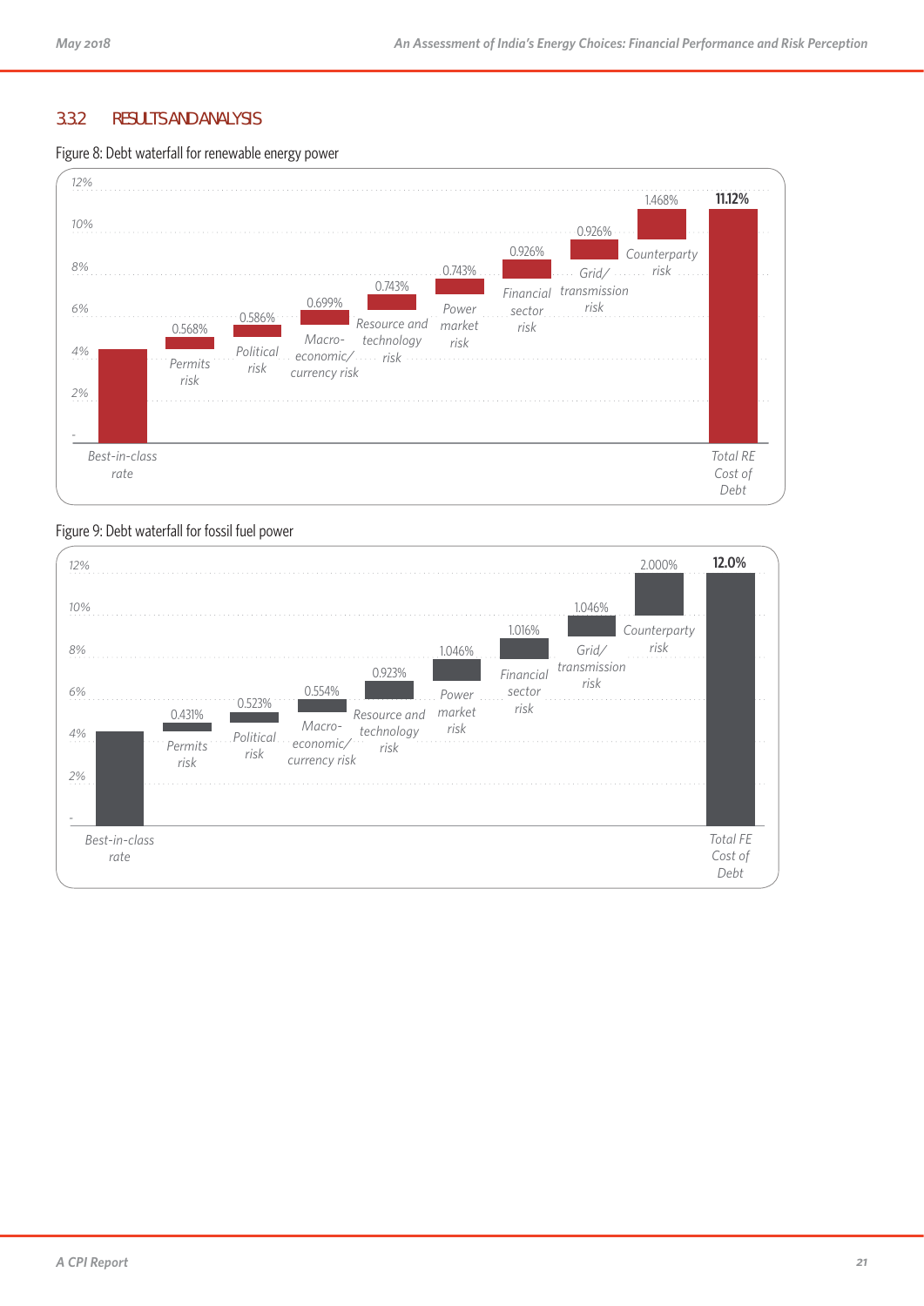### 3.3.2 RESULTS AND ANALYSIS

Figure 8: Debt waterfall for renewable energy power

| Component | Value |
|---|---|
| Best-in-class rate | |
| Permits risk | 0.568% |
| Political risk | 0.586% |
| Macro-economic/ currency risk | 0.699% |
| Resource and technology risk | 0.743% |
| Power market risk | 0.743% |
| Financial sector risk | 0.926% |
| Grid/ transmission risk | 0.926% |
| Counterparty risk | 1.468% |
| Total RE Cost of Debt | **11.12%** |

Figure 9: Debt waterfall for fossil fuel power

| Component | Value |
|---|---|
| Best-in-class rate | |
| Permits risk | 0.431% |
| Political risk | 0.523% |
| Macro-economic/ currency risk | 0.554% |
| Resource and technology risk | 0.923% |
| Power market risk | 1.046% |
| Financial sector risk | 1.016% |
| Grid/ transmission risk | 1.046% |
| Counterparty risk | 2.000% |
| Total FE Cost of Debt | **12.0%** |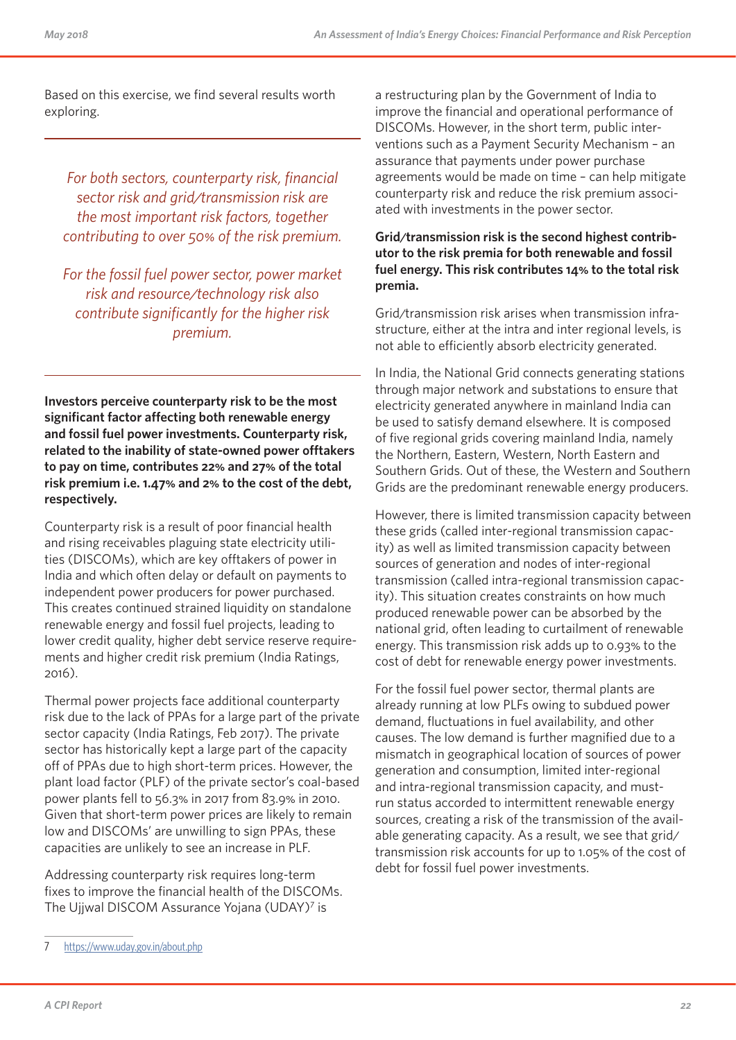Based on this exercise, we find several results worth exploring.

---

*For both sectors, counterparty risk, financial sector risk and grid/transmission risk are the most important risk factors, together contributing to over 50% of the risk premium.*

*For the fossil fuel power sector, power market risk and resource/technology risk also contribute significantly for the higher risk premium.*

---

**Investors perceive counterparty risk to be the most significant factor affecting both renewable energy and fossil fuel power investments. Counterparty risk, related to the inability of state-owned power offtakers to pay on time, contributes 22% and 27% of the total risk premium i.e. 1.47% and 2% to the cost of the debt, respectively.**

Counterparty risk is a result of poor financial health and rising receivables plaguing state electricity utilities (DISCOMs), which are key offtakers of power in India and which often delay or default on payments to independent power producers for power purchased. This creates continued strained liquidity on standalone renewable energy and fossil fuel projects, leading to lower credit quality, higher debt service reserve requirements and higher credit risk premium (India Ratings, 2016).

Thermal power projects face additional counterparty risk due to the lack of PPAs for a large part of the private sector capacity (India Ratings, Feb 2017). The private sector has historically kept a large part of the capacity off of PPAs due to high short-term prices. However, the plant load factor (PLF) of the private sector's coal-based power plants fell to 56.3% in 2017 from 83.9% in 2010. Given that short-term power prices are likely to remain low and DISCOMs' are unwilling to sign PPAs, these capacities are unlikely to see an increase in PLF.

Addressing counterparty risk requires long-term fixes to improve the financial health of the DISCOMs. The Ujjwal DISCOM Assurance Yojana (UDAY)[7] is a restructuring plan by the Government of India to improve the financial and operational performance of DISCOMs. However, in the short term, public interventions such as a Payment Security Mechanism – an assurance that payments under power purchase agreements would be made on time – can help mitigate counterparty risk and reduce the risk premium associated with investments in the power sector.

**Grid/transmission risk is the second highest contributor to the risk premia for both renewable and fossil fuel energy. This risk contributes 14% to the total risk premia.**

Grid/transmission risk arises when transmission infrastructure, either at the intra and inter regional levels, is not able to efficiently absorb electricity generated.

In India, the National Grid connects generating stations through major network and substations to ensure that electricity generated anywhere in mainland India can be used to satisfy demand elsewhere. It is composed of five regional grids covering mainland India, namely the Northern, Eastern, Western, North Eastern and Southern Grids. Out of these, the Western and Southern Grids are the predominant renewable energy producers.

However, there is limited transmission capacity between these grids (called inter-regional transmission capacity) as well as limited transmission capacity between sources of generation and nodes of inter-regional transmission (called intra-regional transmission capacity). This situation creates constraints on how much produced renewable power can be absorbed by the national grid, often leading to curtailment of renewable energy. This transmission risk adds up to 0.93% to the cost of debt for renewable energy power investments.

For the fossil fuel power sector, thermal plants are already running at low PLFs owing to subdued power demand, fluctuations in fuel availability, and other causes. The low demand is further magnified due to a mismatch in geographical location of sources of power generation and consumption, limited inter-regional and intra-regional transmission capacity, and must-run status accorded to intermittent renewable energy sources, creating a risk of the transmission of the available generating capacity. As a result, we see that grid/transmission risk accounts for up to 1.05% of the cost of debt for fossil fuel power investments.

---

7 https://www.uday.gov.in/about.php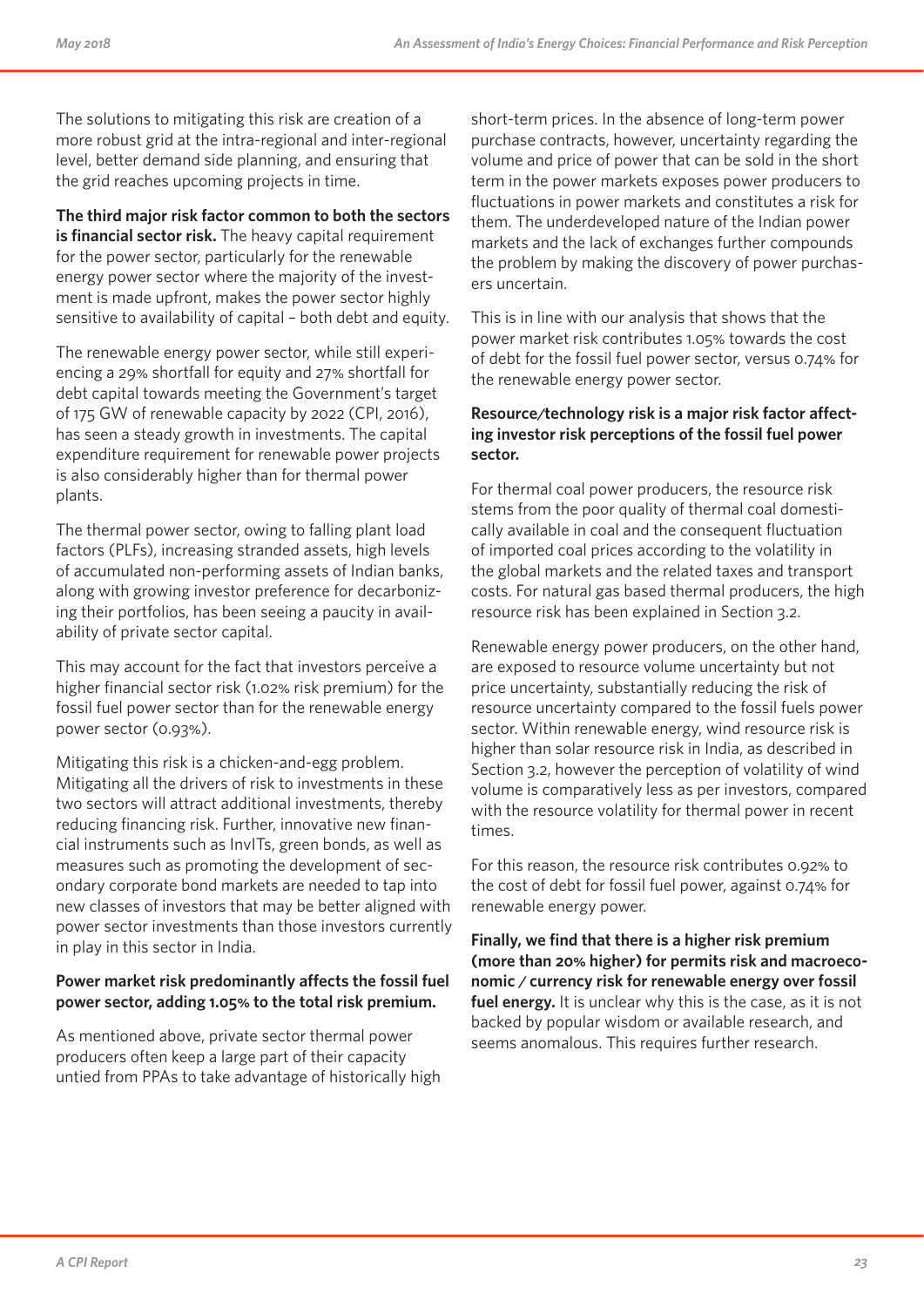The solutions to mitigating this risk are creation of a more robust grid at the intra-regional and inter-regional level, better demand side planning, and ensuring that the grid reaches upcoming projects in time.

**The third major risk factor common to both the sectors is financial sector risk.** The heavy capital requirement for the power sector, particularly for the renewable energy power sector where the majority of the investment is made upfront, makes the power sector highly sensitive to availability of capital – both debt and equity.

The renewable energy power sector, while still experiencing a 29% shortfall for equity and 27% shortfall for debt capital towards meeting the Government's target of 175 GW of renewable capacity by 2022 (CPI, 2016), has seen a steady growth in investments. The capital expenditure requirement for renewable power projects is also considerably higher than for thermal power plants.

The thermal power sector, owing to falling plant load factors (PLFs), increasing stranded assets, high levels of accumulated non-performing assets of Indian banks, along with growing investor preference for decarbonizing their portfolios, has been seeing a paucity in availability of private sector capital.

This may account for the fact that investors perceive a higher financial sector risk (1.02% risk premium) for the fossil fuel power sector than for the renewable energy power sector (0.93%).

Mitigating this risk is a chicken-and-egg problem. Mitigating all the drivers of risk to investments in these two sectors will attract additional investments, thereby reducing financing risk. Further, innovative new financial instruments such as InvITs, green bonds, as well as measures such as promoting the development of secondary corporate bond markets are needed to tap into new classes of investors that may be better aligned with power sector investments than those investors currently in play in this sector in India.

**Power market risk predominantly affects the fossil fuel power sector, adding 1.05% to the total risk premium.**

As mentioned above, private sector thermal power producers often keep a large part of their capacity untied from PPAs to take advantage of historically high short-term prices. In the absence of long-term power purchase contracts, however, uncertainty regarding the volume and price of power that can be sold in the short term in the power markets exposes power producers to fluctuations in power markets and constitutes a risk for them. The underdeveloped nature of the Indian power markets and the lack of exchanges further compounds the problem by making the discovery of power purchasers uncertain.

This is in line with our analysis that shows that the power market risk contributes 1.05% towards the cost of debt for the fossil fuel power sector, versus 0.74% for the renewable energy power sector.

**Resource/technology risk is a major risk factor affecting investor risk perceptions of the fossil fuel power sector.**

For thermal coal power producers, the resource risk stems from the poor quality of thermal coal domestically available in coal and the consequent fluctuation of imported coal prices according to the volatility in the global markets and the related taxes and transport costs. For natural gas based thermal producers, the high resource risk has been explained in Section 3.2.

Renewable energy power producers, on the other hand, are exposed to resource volume uncertainty but not price uncertainty, substantially reducing the risk of resource uncertainty compared to the fossil fuels power sector. Within renewable energy, wind resource risk is higher than solar resource risk in India, as described in Section 3.2, however the perception of volatility of wind volume is comparatively less as per investors, compared with the resource volatility for thermal power in recent times.

For this reason, the resource risk contributes 0.92% to the cost of debt for fossil fuel power, against 0.74% for renewable energy power.

**Finally, we find that there is a higher risk premium (more than 20% higher) for permits risk and macroeconomic / currency risk for renewable energy over fossil fuel energy.** It is unclear why this is the case, as it is not backed by popular wisdom or available research, and seems anomalous. This requires further research.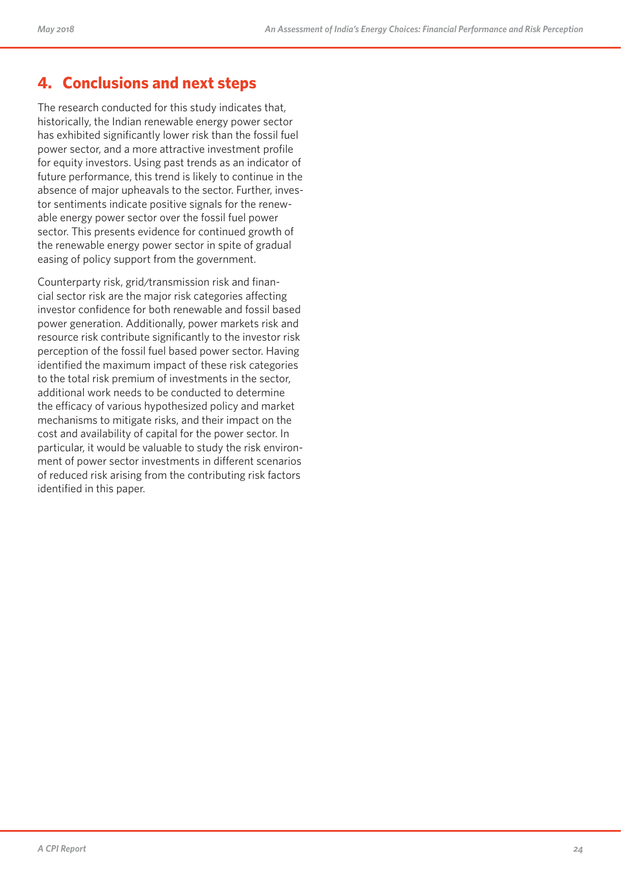## 4. Conclusions and next steps

The research conducted for this study indicates that, historically, the Indian renewable energy power sector has exhibited significantly lower risk than the fossil fuel power sector, and a more attractive investment profile for equity investors. Using past trends as an indicator of future performance, this trend is likely to continue in the absence of major upheavals to the sector. Further, investor sentiments indicate positive signals for the renewable energy power sector over the fossil fuel power sector. This presents evidence for continued growth of the renewable energy power sector in spite of gradual easing of policy support from the government.

Counterparty risk, grid/transmission risk and financial sector risk are the major risk categories affecting investor confidence for both renewable and fossil based power generation. Additionally, power markets risk and resource risk contribute significantly to the investor risk perception of the fossil fuel based power sector. Having identified the maximum impact of these risk categories to the total risk premium of investments in the sector, additional work needs to be conducted to determine the efficacy of various hypothesized policy and market mechanisms to mitigate risks, and their impact on the cost and availability of capital for the power sector. In particular, it would be valuable to study the risk environment of power sector investments in different scenarios of reduced risk arising from the contributing risk factors identified in this paper.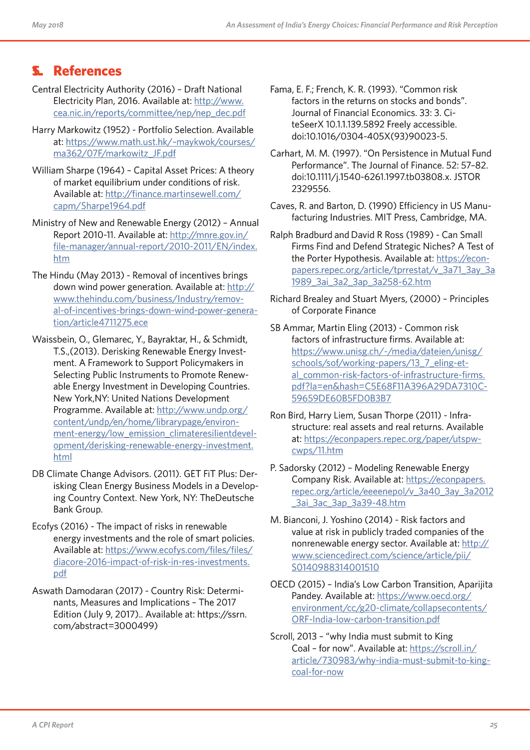# 5. References

Central Electricity Authority (2016) – Draft National Electricity Plan, 2016. Available at: http://www.cea.nic.in/reports/committee/nep/nep_dec.pdf

Harry Markowitz (1952) - Portfolio Selection. Available at: https://www.math.ust.hk/~maykwok/courses/ma362/07F/markowitz_JF.pdf

William Sharpe (1964) – Capital Asset Prices: A theory of market equilibrium under conditions of risk. Available at: http://finance.martinsewell.com/capm/Sharpe1964.pdf

Ministry of New and Renewable Energy (2012) – Annual Report 2010-11. Available at: http://mnre.gov.in/file-manager/annual-report/2010-2011/EN/index.htm

The Hindu (May 2013) - Removal of incentives brings down wind power generation. Available at: http://www.thehindu.com/business/Industry/removal-of-incentives-brings-down-wind-power-generation/article4711275.ece

Waissbein, O., Glemarec, Y., Bayraktar, H., & Schmidt, T.S.,(2013). Derisking Renewable Energy Investment. A Framework to Support Policymakers in Selecting Public Instruments to Promote Renewable Energy Investment in Developing Countries. New York,NY: United Nations Development Programme. Available at: http://www.undp.org/content/undp/en/home/librarypage/environment-energy/low_emission_climateresilientdevelopment/derisking-renewable-energy-investment.html

DB Climate Change Advisors. (2011). GET FiT Plus: Derisking Clean Energy Business Models in a Developing Country Context. New York, NY: TheDeutsche Bank Group.

Ecofys (2016) - The impact of risks in renewable energy investments and the role of smart policies. Available at: https://www.ecofys.com/files/files/diacore-2016-impact-of-risk-in-res-investments.pdf

Aswath Damodaran (2017) - Country Risk: Determinants, Measures and Implications – The 2017 Edition (July 9, 2017).. Available at: https://ssrn.com/abstract=3000499)

Fama, E. F.; French, K. R. (1993). "Common risk factors in the returns on stocks and bonds". Journal of Financial Economics. 33: 3. CiteSeerX 10.1.1.139.5892 Freely accessible. doi:10.1016/0304-405X(93)90023-5.

Carhart, M. M. (1997). "On Persistence in Mutual Fund Performance". The Journal of Finance. 52: 57–82. doi:10.1111/j.1540-6261.1997.tb03808.x. JSTOR 2329556.

Caves, R. and Barton, D. (1990) Efficiency in US Manufacturing Industries. MIT Press, Cambridge, MA.

Ralph Bradburd and David R Ross (1989) - Can Small Firms Find and Defend Strategic Niches? A Test of the Porter Hypothesis. Available at: https://econpapers.repec.org/article/tprrestat/v_3a71_3ay_3a1989_3ai_3a2_3ap_3a258-62.htm

Richard Brealey and Stuart Myers, (2000) – Principles of Corporate Finance

SB Ammar, Martin Eling (2013) - Common risk factors of infrastructure firms. Available at: https://www.unisg.ch/-/media/dateien/unisg/schools/sof/working-papers/13_7_eling-et-al_common-risk-factors-of-infrastructure-firms.pdf?la=en&hash=C5E68F11A396A29DA7310C59659DE60B5FD0B3B7

Ron Bird, Harry Liem, Susan Thorpe (2011) - Infrastructure: real assets and real returns. Available at: https://econpapers.repec.org/paper/utspwcwps/11.htm

P. Sadorsky (2012) – Modeling Renewable Energy Company Risk. Available at: https://econpapers.repec.org/article/eeeenepol/v_3a40_3ay_3a2012_3ai_3ac_3ap_3a39-48.htm

M. Bianconi, J. Yoshino (2014) - Risk factors and value at risk in publicly traded companies of the nonrenewable energy sector. Available at: http://www.sciencedirect.com/science/article/pii/S0140988314001510

OECD (2015) – India's Low Carbon Transition, Aparijita Pandey. Available at: https://www.oecd.org/environment/cc/g20-climate/collapsecontents/ORF-India-low-carbon-transition.pdf

Scroll, 2013 – "why India must submit to King Coal – for now". Available at: https://scroll.in/article/730983/why-india-must-submit-to-king-coal-for-now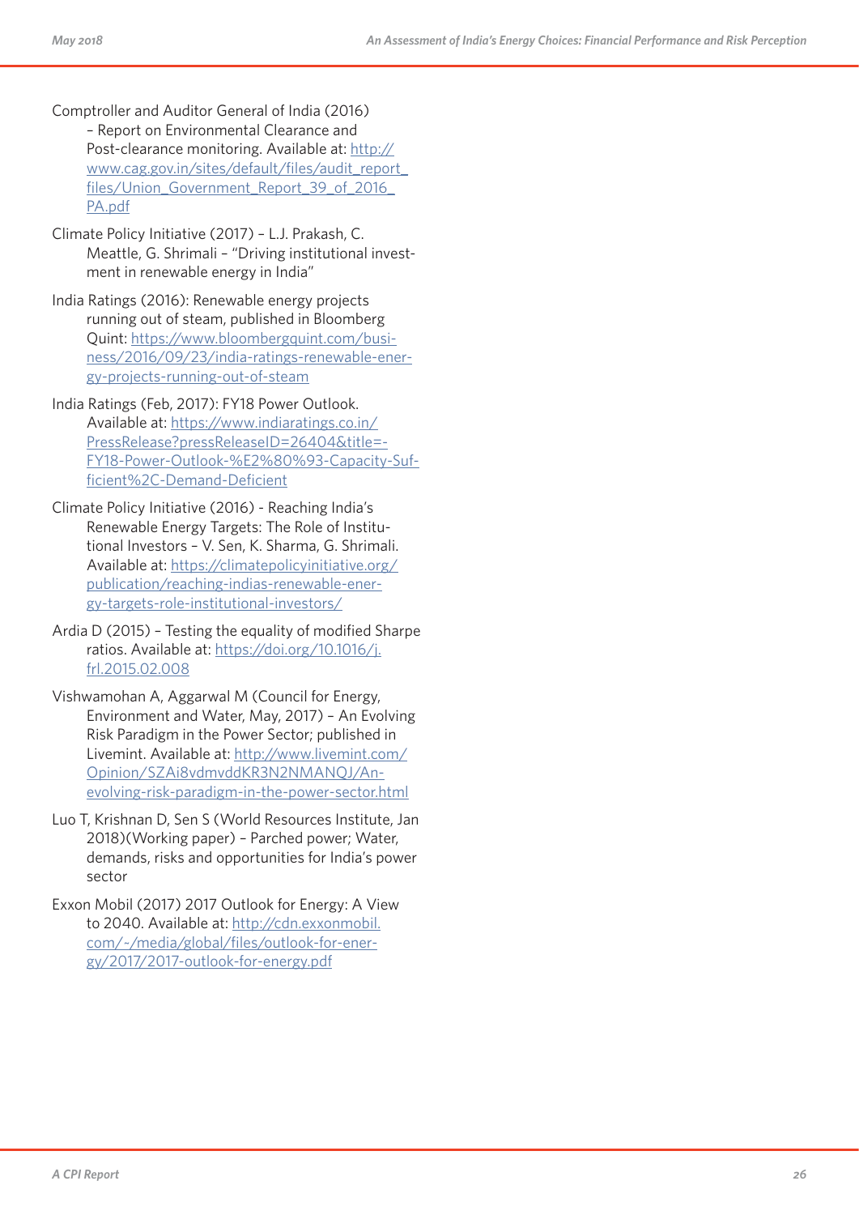Comptroller and Auditor General of India (2016) – Report on Environmental Clearance and Post-clearance monitoring. Available at: http://www.cag.gov.in/sites/default/files/audit_report_files/Union_Government_Report_39_of_2016_PA.pdf

Climate Policy Initiative (2017) – L.J. Prakash, C. Meattle, G. Shrimali – "Driving institutional investment in renewable energy in India"

India Ratings (2016): Renewable energy projects running out of steam, published in Bloomberg Quint: https://www.bloombergquint.com/business/2016/09/23/india-ratings-renewable-energy-projects-running-out-of-steam

India Ratings (Feb, 2017): FY18 Power Outlook. Available at: https://www.indiaratings.co.in/PressRelease?pressReleaseID=26404&title=-FY18-Power-Outlook-%E2%80%93-Capacity-Sufficient%2C-Demand-Deficient

Climate Policy Initiative (2016) - Reaching India's Renewable Energy Targets: The Role of Institutional Investors – V. Sen, K. Sharma, G. Shrimali. Available at: https://climatepolicyinitiative.org/publication/reaching-indias-renewable-energy-targets-role-institutional-investors/

Ardia D (2015) – Testing the equality of modified Sharpe ratios. Available at: https://doi.org/10.1016/j.frl.2015.02.008

Vishwamohan A, Aggarwal M (Council for Energy, Environment and Water, May, 2017) – An Evolving Risk Paradigm in the Power Sector; published in Livemint. Available at: http://www.livemint.com/Opinion/SZAi8vdmvddKR3N2NMANQJ/An-evolving-risk-paradigm-in-the-power-sector.html

Luo T, Krishnan D, Sen S (World Resources Institute, Jan 2018)(Working paper) – Parched power; Water, demands, risks and opportunities for India's power sector

Exxon Mobil (2017) 2017 Outlook for Energy: A View to 2040. Available at: http://cdn.exxonmobil.com/~/media/global/files/outlook-for-energy/2017/2017-outlook-for-energy.pdf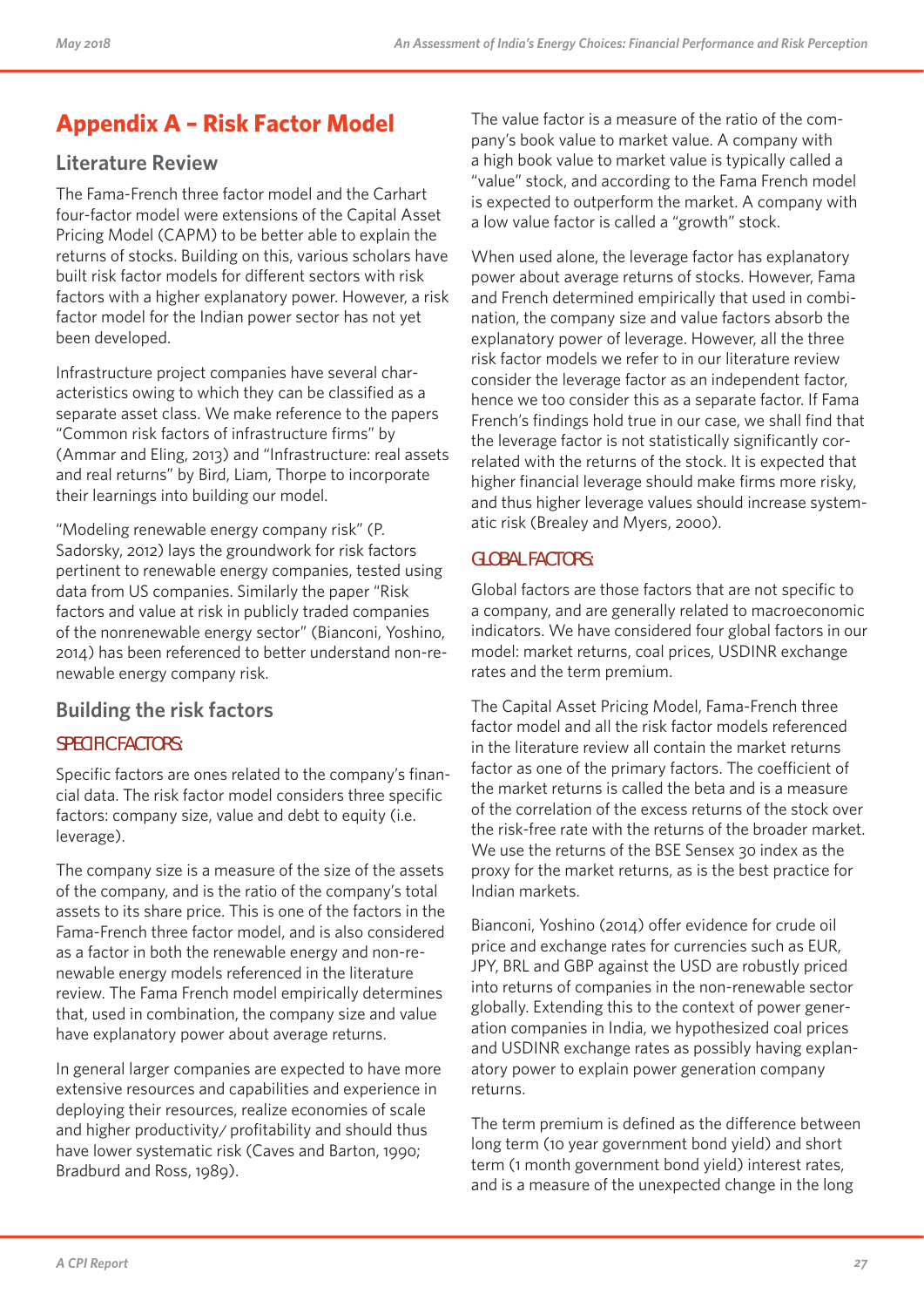# Appendix A – Risk Factor Model

## Literature Review

The Fama-French three factor model and the Carhart four-factor model were extensions of the Capital Asset Pricing Model (CAPM) to be better able to explain the returns of stocks. Building on this, various scholars have built risk factor models for different sectors with risk factors with a higher explanatory power. However, a risk factor model for the Indian power sector has not yet been developed.

Infrastructure project companies have several characteristics owing to which they can be classified as a separate asset class. We make reference to the papers "Common risk factors of infrastructure firms" by (Ammar and Eling, 2013) and "Infrastructure: real assets and real returns" by Bird, Liam, Thorpe to incorporate their learnings into building our model.

"Modeling renewable energy company risk" (P. Sadorsky, 2012) lays the groundwork for risk factors pertinent to renewable energy companies, tested using data from US companies. Similarly the paper "Risk factors and value at risk in publicly traded companies of the nonrenewable energy sector" (Bianconi, Yoshino, 2014) has been referenced to better understand non-renewable energy company risk.

## Building the risk factors

### SPECIFIC FACTORS:

Specific factors are ones related to the company's financial data. The risk factor model considers three specific factors: company size, value and debt to equity (i.e. leverage).

The company size is a measure of the size of the assets of the company, and is the ratio of the company's total assets to its share price. This is one of the factors in the Fama-French three factor model, and is also considered as a factor in both the renewable energy and non-renewable energy models referenced in the literature review. The Fama French model empirically determines that, used in combination, the company size and value have explanatory power about average returns.

In general larger companies are expected to have more extensive resources and capabilities and experience in deploying their resources, realize economies of scale and higher productivity/ profitability and should thus have lower systematic risk (Caves and Barton, 1990; Bradburd and Ross, 1989).

The value factor is a measure of the ratio of the company's book value to market value. A company with a high book value to market value is typically called a "value" stock, and according to the Fama French model is expected to outperform the market. A company with a low value factor is called a "growth" stock.

When used alone, the leverage factor has explanatory power about average returns of stocks. However, Fama and French determined empirically that used in combination, the company size and value factors absorb the explanatory power of leverage. However, all the three risk factor models we refer to in our literature review consider the leverage factor as an independent factor, hence we too consider this as a separate factor. If Fama French's findings hold true in our case, we shall find that the leverage factor is not statistically significantly correlated with the returns of the stock. It is expected that higher financial leverage should make firms more risky, and thus higher leverage values should increase systematic risk (Brealey and Myers, 2000).

### GLOBAL FACTORS:

Global factors are those factors that are not specific to a company, and are generally related to macroeconomic indicators. We have considered four global factors in our model: market returns, coal prices, USDINR exchange rates and the term premium.

The Capital Asset Pricing Model, Fama-French three factor model and all the risk factor models referenced in the literature review all contain the market returns factor as one of the primary factors. The coefficient of the market returns is called the beta and is a measure of the correlation of the excess returns of the stock over the risk-free rate with the returns of the broader market. We use the returns of the BSE Sensex 30 index as the proxy for the market returns, as is the best practice for Indian markets.

Bianconi, Yoshino (2014) offer evidence for crude oil price and exchange rates for currencies such as EUR, JPY, BRL and GBP against the USD are robustly priced into returns of companies in the non-renewable sector globally. Extending this to the context of power generation companies in India, we hypothesized coal prices and USDINR exchange rates as possibly having explanatory power to explain power generation company returns.

The term premium is defined as the difference between long term (10 year government bond yield) and short term (1 month government bond yield) interest rates, and is a measure of the unexpected change in the long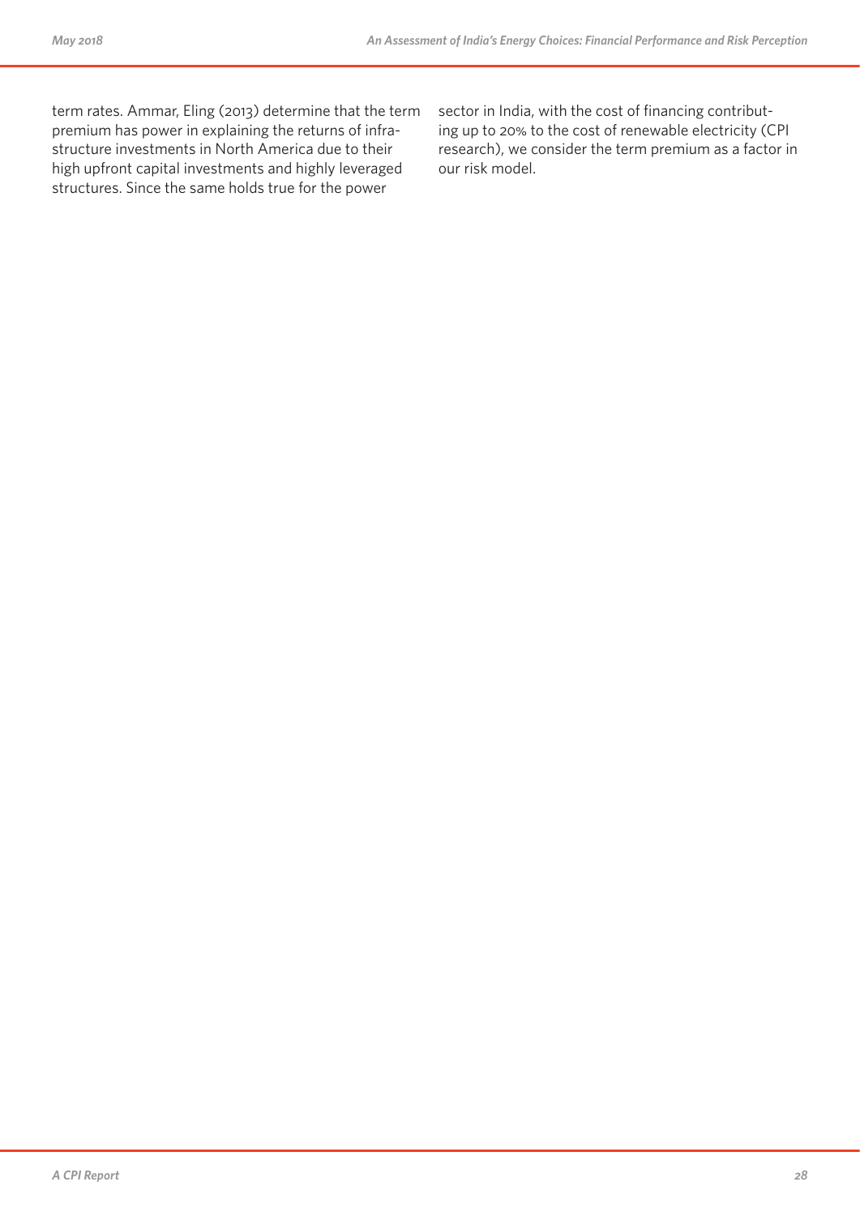term rates. Ammar, Eling (2013) determine that the term premium has power in explaining the returns of infrastructure investments in North America due to their high upfront capital investments and highly leveraged structures. Since the same holds true for the power sector in India, with the cost of financing contributing up to 20% to the cost of renewable electricity (CPI research), we consider the term premium as a factor in our risk model.